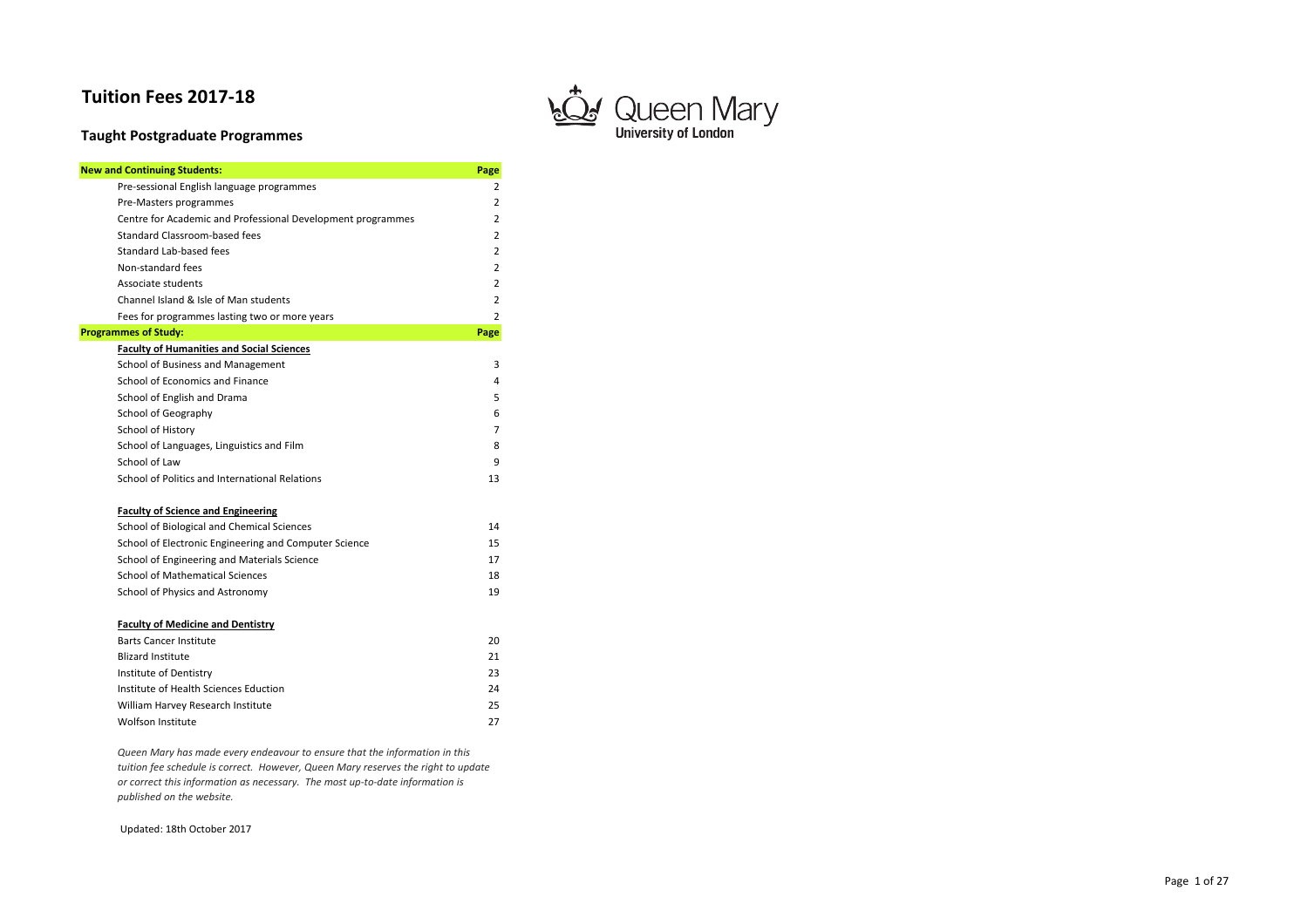# Tuition Fees 2017-18

## Taught Postgraduate Programmes

Queen Mary University of London

| **New and Continuing Students:** | **Page** |
|---|---|
| Pre-sessional English language programmes | 2 |
| Pre-Masters programmes | 2 |
| Centre for Academic and Professional Development programmes | 2 |
| Standard Classroom-based fees | 2 |
| Standard Lab-based fees | 2 |
| Non-standard fees | 2 |
| Associate students | 2 |
| Channel Island & Isle of Man students | 2 |
| Fees for programmes lasting two or more years | 2 |
| **Programmes of Study:** | **Page** |
| **Faculty of Humanities and Social Sciences** | |
| School of Business and Management | 3 |
| School of Economics and Finance | 4 |
| School of English and Drama | 5 |
| School of Geography | 6 |
| School of History | 7 |
| School of Languages, Linguistics and Film | 8 |
| School of Law | 9 |
| School of Politics and International Relations | 13 |
| **Faculty of Science and Engineering** | |
| School of Biological and Chemical Sciences | 14 |
| School of Electronic Engineering and Computer Science | 15 |
| School of Engineering and Materials Science | 17 |
| School of Mathematical Sciences | 18 |
| School of Physics and Astronomy | 19 |
| **Faculty of Medicine and Dentistry** | |
| Barts Cancer Institute | 20 |
| Blizard Institute | 21 |
| Institute of Dentistry | 23 |
| Institute of Health Sciences Eduction | 24 |
| William Harvey Research Institute | 25 |
| Wolfson Institute | 27 |

*Queen Mary has made every endeavour to ensure that the information in this tuition fee schedule is correct. However, Queen Mary reserves the right to update or correct this information as necessary. The most up-to-date information is published on the website.*

Updated: 18th October 2017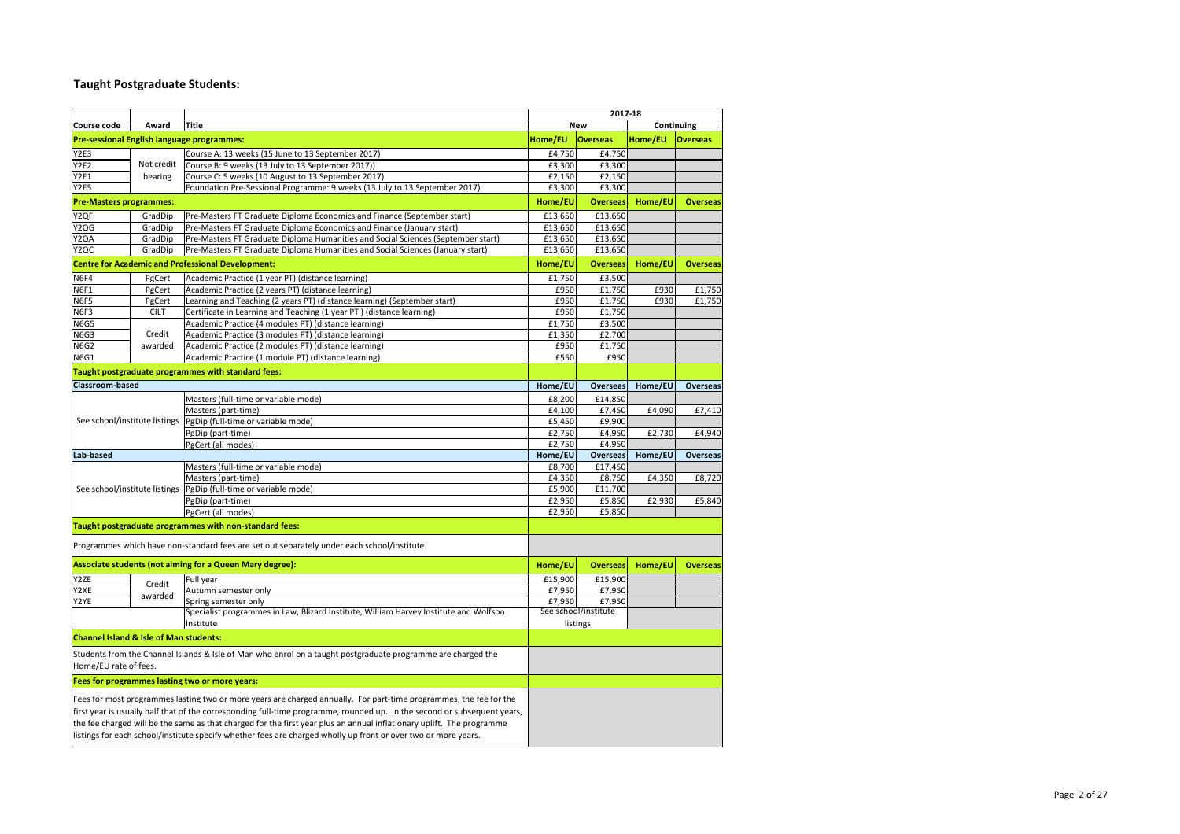## Taught Postgraduate Students:

| | | | 2017-18 | | | |
|---|---|---|---|---|---|---|
| Course code | Award | Title | New | | Continuing | |
| **Pre-sessional English language programmes:** | | | Home/EU | Overseas | Home/EU | Overseas |
| Y2E3 | Not credit bearing | Course A: 13 weeks (15 June to 13 September 2017) | £4,750 | £4,750 | | |
| Y2E2 | | Course B: 9 weeks (13 July to 13 September 2017)) | £3,300 | £3,300 | | |
| Y2E1 | | Course C: 5 weeks (10 August to 13 September 2017) | £2,150 | £2,150 | | |
| Y2E5 | | Foundation Pre-Sessional Programme: 9 weeks (13 July to 13 September 2017) | £3,300 | £3,300 | | |
| **Pre-Masters programmes:** | | | Home/EU | Overseas | Home/EU | Overseas |
| Y2QF | GradDip | Pre-Masters FT Graduate Diploma Economics and Finance (September start) | £13,650 | £13,650 | | |
| Y2QG | GradDip | Pre-Masters FT Graduate Diploma Economics and Finance (January start) | £13,650 | £13,650 | | |
| Y2QA | GradDip | Pre-Masters FT Graduate Diploma Humanities and Social Sciences (September start) | £13,650 | £13,650 | | |
| Y2QC | GradDip | Pre-Masters FT Graduate Diploma Humanities and Social Sciences (January start) | £13,650 | £13,650 | | |
| **Centre for Academic and Professional Development:** | | | Home/EU | Overseas | Home/EU | Overseas |
| N6F4 | PgCert | Academic Practice (1 year PT) (distance learning) | £1,750 | £3,500 | | |
| N6F1 | PgCert | Academic Practice (2 years PT) (distance learning) | £950 | £1,750 | £930 | £1,750 |
| N6F5 | PgCert | Learning and Teaching (2 years PT) (distance learning) (September start) | £950 | £1,750 | £930 | £1,750 |
| N6F3 | CILT | Certificate in Learning and Teaching (1 year PT ) (distance learning) | £950 | £1,750 | | |
| N6G5 | Credit awarded | Academic Practice (4 modules PT) (distance learning) | £1,750 | £3,500 | | |
| N6G3 | | Academic Practice (3 modules PT) (distance learning) | £1,350 | £2,700 | | |
| N6G2 | | Academic Practice (2 modules PT) (distance learning) | £950 | £1,750 | | |
| N6G1 | | Academic Practice (1 module PT) (distance learning) | £550 | £950 | | |
| **Taught postgraduate programmes with standard fees:** | | | | | | |
| **Classroom-based** | | | Home/EU | Overseas | Home/EU | Overseas |
| See school/institute listings | | Masters (full-time or variable mode) | £8,200 | £14,850 | | |
| | | Masters (part-time) | £4,100 | £7,450 | £4,090 | £7,410 |
| | | PgDip (full-time or variable mode) | £5,450 | £9,900 | | |
| | | PgDip (part-time) | £2,750 | £4,950 | £2,730 | £4,940 |
| | | PgCert (all modes) | £2,750 | £4,950 | | |
| **Lab-based** | | | Home/EU | Overseas | Home/EU | Overseas |
| See school/institute listings | | Masters (full-time or variable mode) | £8,700 | £17,450 | | |
| | | Masters (part-time) | £4,350 | £8,750 | £4,350 | £8,720 |
| | | PgDip (full-time or variable mode) | £5,900 | £11,700 | | |
| | | PgDip (part-time) | £2,950 | £5,850 | £2,930 | £5,840 |
| | | PgCert (all modes) | £2,950 | £5,850 | | |
| **Taught postgraduate programmes with non-standard fees:** | | | | | | |
| Programmes which have non-standard fees are set out separately under each school/institute. | | | | | | |
| **Associate students (not aiming for a Queen Mary degree):** | | | Home/EU | Overseas | Home/EU | Overseas |
| Y2ZE | Credit awarded | Full year | £15,900 | £15,900 | | |
| Y2XE | | Autumn semester only | £7,950 | £7,950 | | |
| Y2YE | | Spring semester only | £7,950 | £7,950 | | |
| | | Specialist programmes in Law, Blizard Institute, William Harvey Institute and Wolfson Institute | See school/institute listings | | | |
| **Channel Island & Isle of Man students:** | | | | | | |
| Students from the Channel Islands & Isle of Man who enrol on a taught postgraduate programme are charged the Home/EU rate of fees. | | | | | | |
| **Fees for programmes lasting two or more years:** | | | | | | |
| Fees for most programmes lasting two or more years are charged annually. For part-time programmes, the fee for the first year is usually half that of the corresponding full-time programme, rounded up. In the second or subsequent years, the fee charged will be the same as that charged for the first year plus an annual inflationary uplift. The programme listings for each school/institute specify whether fees are charged wholly up front or over two or more years. | | | | | | |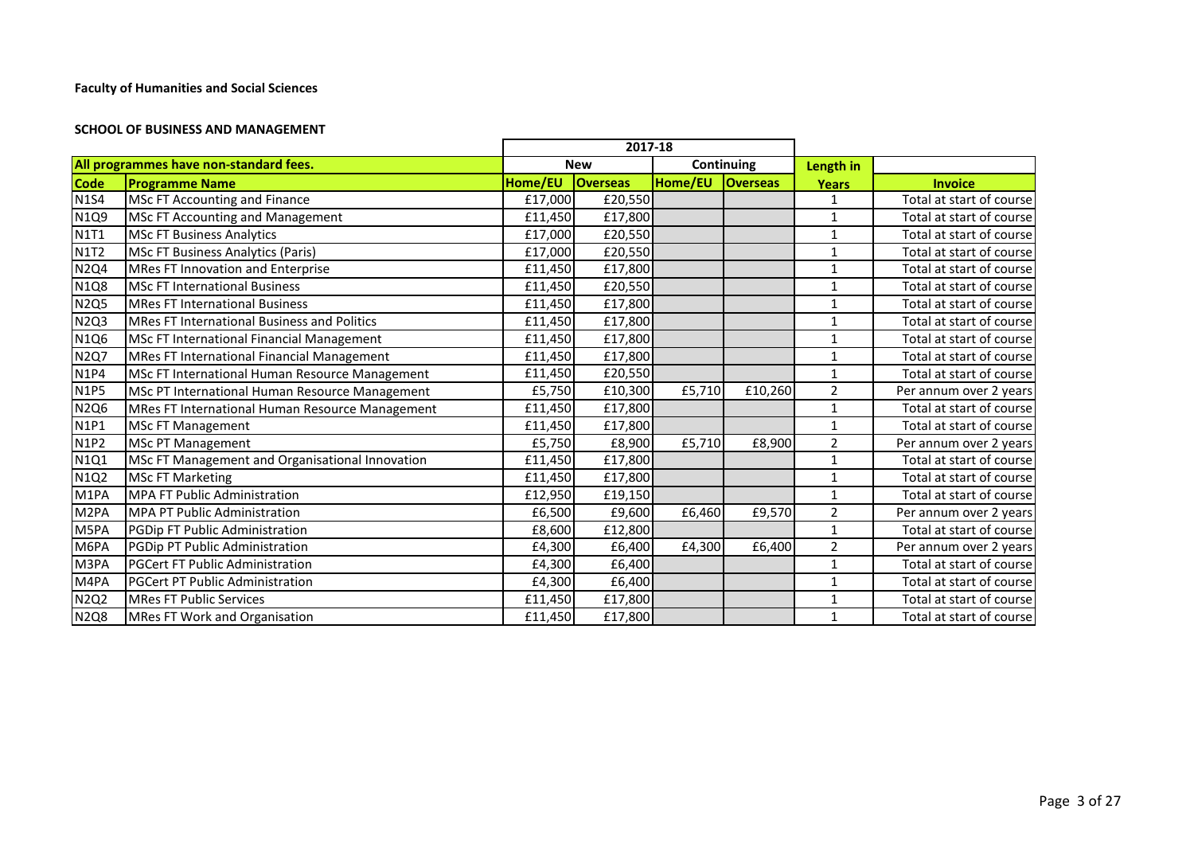**Faculty of Humanities and Social Sciences**

**SCHOOL OF BUSINESS AND MANAGEMENT**

| All programmes have non-standard fees. | | 2017-18 | | | | | |
|---|---|---|---|---|---|---|---|
| | | New | | Continuing | | Length in | |
| **Code** | **Programme Name** | **Home/EU** | **Overseas** | **Home/EU** | **Overseas** | **Years** | **Invoice** |
| N1S4 | MSc FT Accounting and Finance | £17,000 | £20,550 | | | 1 | Total at start of course |
| N1Q9 | MSc FT Accounting and Management | £11,450 | £17,800 | | | 1 | Total at start of course |
| N1T1 | MSc FT Business Analytics | £17,000 | £20,550 | | | 1 | Total at start of course |
| N1T2 | MSc FT Business Analytics (Paris) | £17,000 | £20,550 | | | 1 | Total at start of course |
| N2Q4 | MRes FT Innovation and Enterprise | £11,450 | £17,800 | | | 1 | Total at start of course |
| N1Q8 | MSc FT International Business | £11,450 | £20,550 | | | 1 | Total at start of course |
| N2Q5 | MRes FT International Business | £11,450 | £17,800 | | | 1 | Total at start of course |
| N2Q3 | MRes FT International Business and Politics | £11,450 | £17,800 | | | 1 | Total at start of course |
| N1Q6 | MSc FT International Financial Management | £11,450 | £17,800 | | | 1 | Total at start of course |
| N2Q7 | MRes FT International Financial Management | £11,450 | £17,800 | | | 1 | Total at start of course |
| N1P4 | MSc FT International Human Resource Management | £11,450 | £20,550 | | | 1 | Total at start of course |
| N1P5 | MSc PT International Human Resource Management | £5,750 | £10,300 | £5,710 | £10,260 | 2 | Per annum over 2 years |
| N2Q6 | MRes FT International Human Resource Management | £11,450 | £17,800 | | | 1 | Total at start of course |
| N1P1 | MSc FT Management | £11,450 | £17,800 | | | 1 | Total at start of course |
| N1P2 | MSc PT Management | £5,750 | £8,900 | £5,710 | £8,900 | 2 | Per annum over 2 years |
| N1Q1 | MSc FT Management and Organisational Innovation | £11,450 | £17,800 | | | 1 | Total at start of course |
| N1Q2 | MSc FT Marketing | £11,450 | £17,800 | | | 1 | Total at start of course |
| M1PA | MPA FT Public Administration | £12,950 | £19,150 | | | 1 | Total at start of course |
| M2PA | MPA PT Public Administration | £6,500 | £9,600 | £6,460 | £9,570 | 2 | Per annum over 2 years |
| M5PA | PGDip FT Public Administration | £8,600 | £12,800 | | | 1 | Total at start of course |
| M6PA | PGDip PT Public Administration | £4,300 | £6,400 | £4,300 | £6,400 | 2 | Per annum over 2 years |
| M3PA | PGCert FT Public Administration | £4,300 | £6,400 | | | 1 | Total at start of course |
| M4PA | PGCert PT Public Administration | £4,300 | £6,400 | | | 1 | Total at start of course |
| N2Q2 | MRes FT Public Services | £11,450 | £17,800 | | | 1 | Total at start of course |
| N2Q8 | MRes FT Work and Organisation | £11,450 | £17,800 | | | 1 | Total at start of course |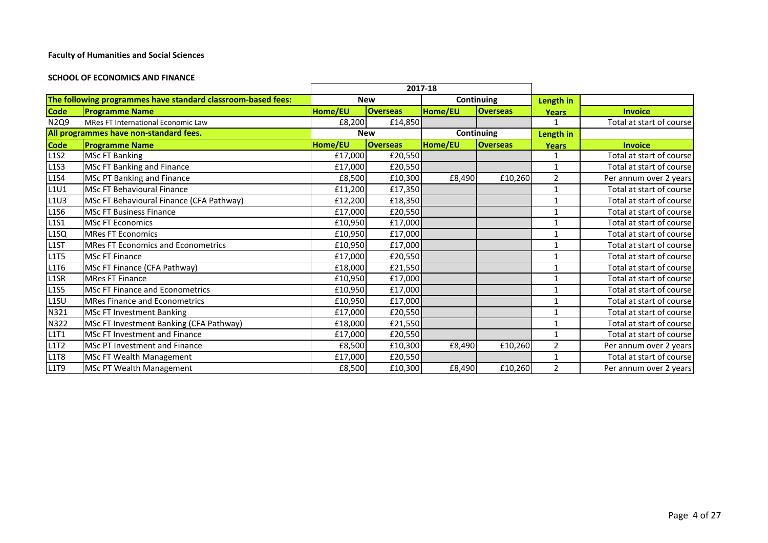**Faculty of Humanities and Social Sciences**

**SCHOOL OF ECONOMICS AND FINANCE**

| | | 2017-18 | | | | | |
|---|---|---|---|---|---|---|---|
| **The following programmes have standard classroom-based fees:** | | **New** | | **Continuing** | | **Length in** | |
| **Code** | **Programme Name** | **Home/EU** | **Overseas** | **Home/EU** | **Overseas** | **Years** | **Invoice** |
| N2Q9 | MRes FT International Economic Law | £8,200 | £14,850 | | | 1 | Total at start of course |
| **All programmes have non-standard fees.** | | **New** | | **Continuing** | | **Length in** | |
| **Code** | **Programme Name** | **Home/EU** | **Overseas** | **Home/EU** | **Overseas** | **Years** | **Invoice** |
| L1S2 | MSc FT Banking | £17,000 | £20,550 | | | 1 | Total at start of course |
| L1S3 | MSc FT Banking and Finance | £17,000 | £20,550 | | | 1 | Total at start of course |
| L1S4 | MSc PT Banking and Finance | £8,500 | £10,300 | £8,490 | £10,260 | 2 | Per annum over 2 years |
| L1U1 | MSc FT Behavioural Finance | £11,200 | £17,350 | | | 1 | Total at start of course |
| L1U3 | MSc FT Behavioural Finance (CFA Pathway) | £12,200 | £18,350 | | | 1 | Total at start of course |
| L1S6 | MSc FT Business Finance | £17,000 | £20,550 | | | 1 | Total at start of course |
| L1S1 | MSc FT Economics | £10,950 | £17,000 | | | 1 | Total at start of course |
| L1SQ | MRes FT Economics | £10,950 | £17,000 | | | 1 | Total at start of course |
| L1ST | MRes FT Economics and Econometrics | £10,950 | £17,000 | | | 1 | Total at start of course |
| L1T5 | MSc FT Finance | £17,000 | £20,550 | | | 1 | Total at start of course |
| L1T6 | MSc FT Finance (CFA Pathway) | £18,000 | £21,550 | | | 1 | Total at start of course |
| L1SR | MRes FT Finance | £10,950 | £17,000 | | | 1 | Total at start of course |
| L1S5 | MSc FT Finance and Econometrics | £10,950 | £17,000 | | | 1 | Total at start of course |
| L1SU | MRes Finance and Econometrics | £10,950 | £17,000 | | | 1 | Total at start of course |
| N321 | MSc FT Investment Banking | £17,000 | £20,550 | | | 1 | Total at start of course |
| N322 | MSc FT Investment Banking (CFA Pathway) | £18,000 | £21,550 | | | 1 | Total at start of course |
| L1T1 | MSc FT Investment and Finance | £17,000 | £20,550 | | | 1 | Total at start of course |
| L1T2 | MSc PT Investment and Finance | £8,500 | £10,300 | £8,490 | £10,260 | 2 | Per annum over 2 years |
| L1T8 | MSc FT Wealth Management | £17,000 | £20,550 | | | 1 | Total at start of course |
| L1T9 | MSc PT Wealth Management | £8,500 | £10,300 | £8,490 | £10,260 | 2 | Per annum over 2 years |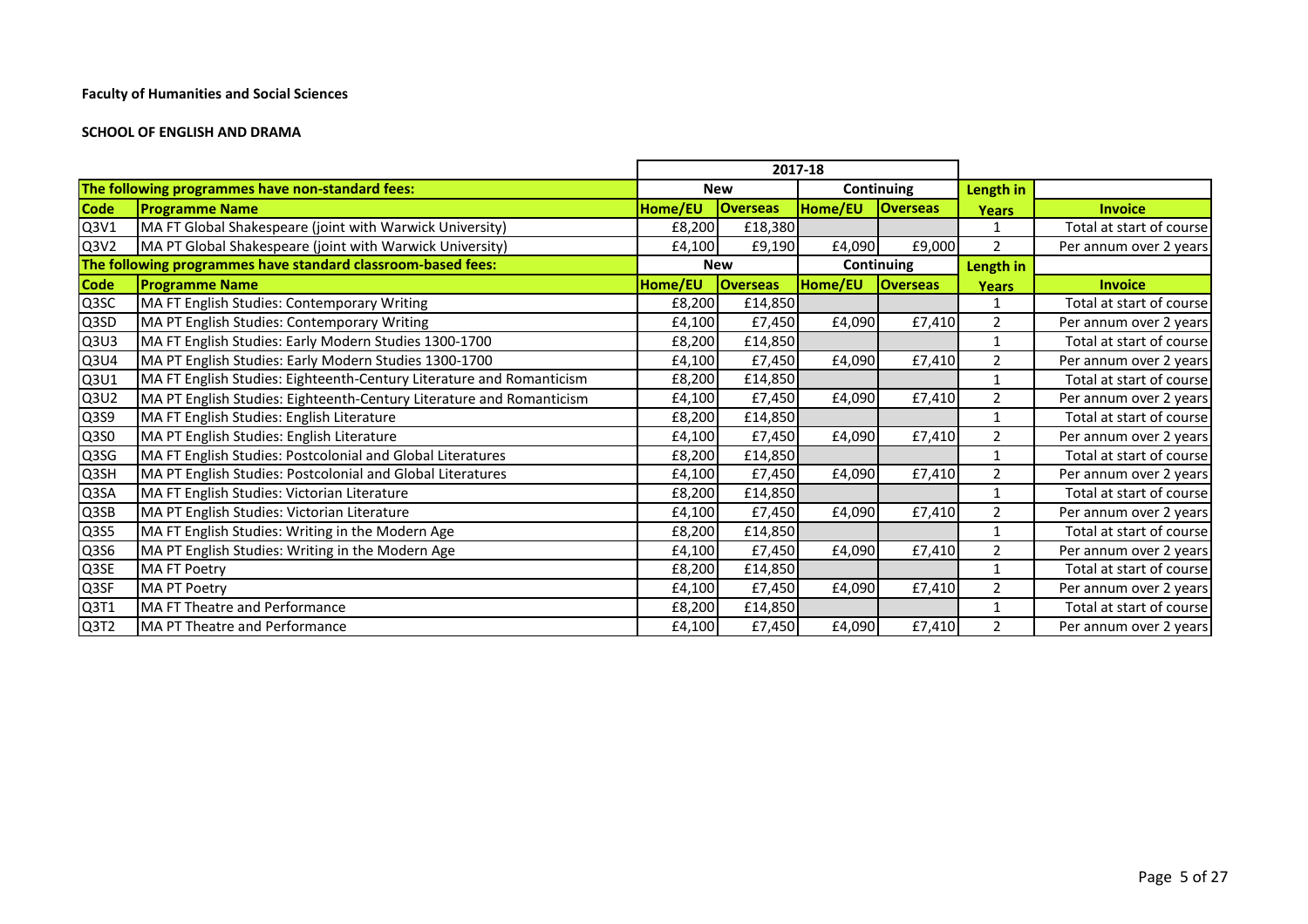**Faculty of Humanities and Social Sciences**

**SCHOOL OF ENGLISH AND DRAMA**

| | | 2017-18 | | | | | |
|---|---|---|---|---|---|---|---|
| **The following programmes have non-standard fees:** | | **New** | | **Continuing** | | **Length in** | |
| **Code** | **Programme Name** | **Home/EU** | **Overseas** | **Home/EU** | **Overseas** | **Years** | **Invoice** |
| Q3V1 | MA FT Global Shakespeare (joint with Warwick University) | £8,200 | £18,380 | | | 1 | Total at start of course |
| Q3V2 | MA PT Global Shakespeare (joint with Warwick University) | £4,100 | £9,190 | £4,090 | £9,000 | 2 | Per annum over 2 years |
| **The following programmes have standard classroom-based fees:** | | **New** | | **Continuing** | | **Length in** | |
| **Code** | **Programme Name** | **Home/EU** | **Overseas** | **Home/EU** | **Overseas** | **Years** | **Invoice** |
| Q3SC | MA FT English Studies: Contemporary Writing | £8,200 | £14,850 | | | 1 | Total at start of course |
| Q3SD | MA PT English Studies: Contemporary Writing | £4,100 | £7,450 | £4,090 | £7,410 | 2 | Per annum over 2 years |
| Q3U3 | MA FT English Studies: Early Modern Studies 1300-1700 | £8,200 | £14,850 | | | 1 | Total at start of course |
| Q3U4 | MA PT English Studies: Early Modern Studies 1300-1700 | £4,100 | £7,450 | £4,090 | £7,410 | 2 | Per annum over 2 years |
| Q3U1 | MA FT English Studies: Eighteenth-Century Literature and Romanticism | £8,200 | £14,850 | | | 1 | Total at start of course |
| Q3U2 | MA PT English Studies: Eighteenth-Century Literature and Romanticism | £4,100 | £7,450 | £4,090 | £7,410 | 2 | Per annum over 2 years |
| Q3S9 | MA FT English Studies: English Literature | £8,200 | £14,850 | | | 1 | Total at start of course |
| Q3S0 | MA PT English Studies: English Literature | £4,100 | £7,450 | £4,090 | £7,410 | 2 | Per annum over 2 years |
| Q3SG | MA FT English Studies: Postcolonial and Global Literatures | £8,200 | £14,850 | | | 1 | Total at start of course |
| Q3SH | MA PT English Studies: Postcolonial and Global Literatures | £4,100 | £7,450 | £4,090 | £7,410 | 2 | Per annum over 2 years |
| Q3SA | MA FT English Studies: Victorian Literature | £8,200 | £14,850 | | | 1 | Total at start of course |
| Q3SB | MA PT English Studies: Victorian Literature | £4,100 | £7,450 | £4,090 | £7,410 | 2 | Per annum over 2 years |
| Q3S5 | MA FT English Studies: Writing in the Modern Age | £8,200 | £14,850 | | | 1 | Total at start of course |
| Q3S6 | MA PT English Studies: Writing in the Modern Age | £4,100 | £7,450 | £4,090 | £7,410 | 2 | Per annum over 2 years |
| Q3SE | MA FT Poetry | £8,200 | £14,850 | | | 1 | Total at start of course |
| Q3SF | MA PT Poetry | £4,100 | £7,450 | £4,090 | £7,410 | 2 | Per annum over 2 years |
| Q3T1 | MA FT Theatre and Performance | £8,200 | £14,850 | | | 1 | Total at start of course |
| Q3T2 | MA PT Theatre and Performance | £4,100 | £7,450 | £4,090 | £7,410 | 2 | Per annum over 2 years |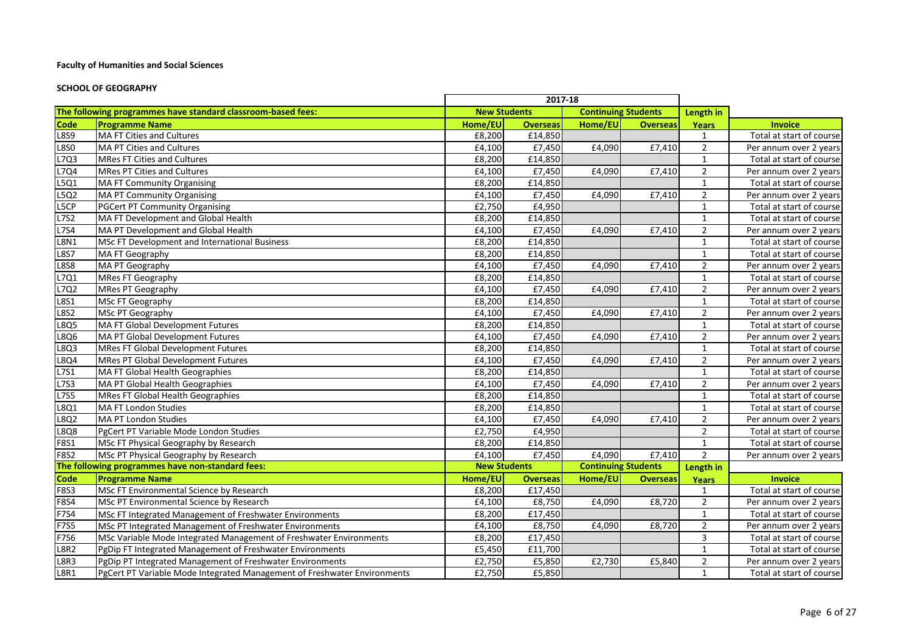**Faculty of Humanities and Social Sciences**

**SCHOOL OF GEOGRAPHY**

| | | 2017-18 | | | | | |
|---|---|---|---|---|---|---|---|
| **The following programmes have standard classroom-based fees:** | | **New Students** | | **Continuing Students** | | **Length in** | |
| **Code** | **Programme Name** | **Home/EU** | **Overseas** | **Home/EU** | **Overseas** | **Years** | **Invoice** |
| L8S9 | MA FT Cities and Cultures | £8,200 | £14,850 | | | 1 | Total at start of course |
| L8S0 | MA PT Cities and Cultures | £4,100 | £7,450 | £4,090 | £7,410 | 2 | Per annum over 2 years |
| L7Q3 | MRes FT Cities and Cultures | £8,200 | £14,850 | | | 1 | Total at start of course |
| L7Q4 | MRes PT Cities and Cultures | £4,100 | £7,450 | £4,090 | £7,410 | 2 | Per annum over 2 years |
| L5Q1 | MA FT Community Organising | £8,200 | £14,850 | | | 1 | Total at start of course |
| L5Q2 | MA PT Community Organising | £4,100 | £7,450 | £4,090 | £7,410 | 2 | Per annum over 2 years |
| L5CP | PGCert PT Community Organising | £2,750 | £4,950 | | | 1 | Total at start of course |
| L7S2 | MA FT Development and Global Health | £8,200 | £14,850 | | | 1 | Total at start of course |
| L7S4 | MA PT Development and Global Health | £4,100 | £7,450 | £4,090 | £7,410 | 2 | Per annum over 2 years |
| L8N1 | MSc FT Development and International Business | £8,200 | £14,850 | | | 1 | Total at start of course |
| L8S7 | MA FT Geography | £8,200 | £14,850 | | | 1 | Total at start of course |
| L8S8 | MA PT Geography | £4,100 | £7,450 | £4,090 | £7,410 | 2 | Per annum over 2 years |
| L7Q1 | MRes FT Geography | £8,200 | £14,850 | | | 1 | Total at start of course |
| L7Q2 | MRes PT Geography | £4,100 | £7,450 | £4,090 | £7,410 | 2 | Per annum over 2 years |
| L8S1 | MSc FT Geography | £8,200 | £14,850 | | | 1 | Total at start of course |
| L8S2 | MSc PT Geography | £4,100 | £7,450 | £4,090 | £7,410 | 2 | Per annum over 2 years |
| L8Q5 | MA FT Global Development Futures | £8,200 | £14,850 | | | 1 | Total at start of course |
| L8Q6 | MA PT Global Development Futures | £4,100 | £7,450 | £4,090 | £7,410 | 2 | Per annum over 2 years |
| L8Q3 | MRes FT Global Development Futures | £8,200 | £14,850 | | | 1 | Total at start of course |
| L8Q4 | MRes PT Global Development Futures | £4,100 | £7,450 | £4,090 | £7,410 | 2 | Per annum over 2 years |
| L7S1 | MA FT Global Health Geographies | £8,200 | £14,850 | | | 1 | Total at start of course |
| L7S3 | MA PT Global Health Geographies | £4,100 | £7,450 | £4,090 | £7,410 | 2 | Per annum over 2 years |
| L7S5 | MRes FT Global Health Geographies | £8,200 | £14,850 | | | 1 | Total at start of course |
| L8Q1 | MA FT London Studies | £8,200 | £14,850 | | | 1 | Total at start of course |
| L8Q2 | MA PT London Studies | £4,100 | £7,450 | £4,090 | £7,410 | 2 | Per annum over 2 years |
| L8Q8 | PgCert PT Variable Mode London Studies | £2,750 | £4,950 | | | 2 | Total at start of course |
| F8S1 | MSc FT Physical Geography by Research | £8,200 | £14,850 | | | 1 | Total at start of course |
| F8S2 | MSc PT Physical Geography by Research | £4,100 | £7,450 | £4,090 | £7,410 | 2 | Per annum over 2 years |
| **The following programmes have non-standard fees:** | | **New Students** | | **Continuing Students** | | **Length in** | |
| **Code** | **Programme Name** | **Home/EU** | **Overseas** | **Home/EU** | **Overseas** | **Years** | **Invoice** |
| F8S3 | MSc FT Environmental Science by Research | £8,200 | £17,450 | | | 1 | Total at start of course |
| F8S4 | MSc PT Environmental Science by Research | £4,100 | £8,750 | £4,090 | £8,720 | 2 | Per annum over 2 years |
| F7S4 | MSc FT Integrated Management of Freshwater Environments | £8,200 | £17,450 | | | 1 | Total at start of course |
| F7S5 | MSc PT Integrated Management of Freshwater Environments | £4,100 | £8,750 | £4,090 | £8,720 | 2 | Per annum over 2 years |
| F7S6 | MSc Variable Mode Integrated Management of Freshwater Environments | £8,200 | £17,450 | | | 3 | Total at start of course |
| L8R2 | PgDip FT Integrated Management of Freshwater Environments | £5,450 | £11,700 | | | 1 | Total at start of course |
| L8R3 | PgDip PT Integrated Management of Freshwater Environments | £2,750 | £5,850 | £2,730 | £5,840 | 2 | Per annum over 2 years |
| L8R1 | PgCert PT Variable Mode Integrated Management of Freshwater Environments | £2,750 | £5,850 | | | 1 | Total at start of course |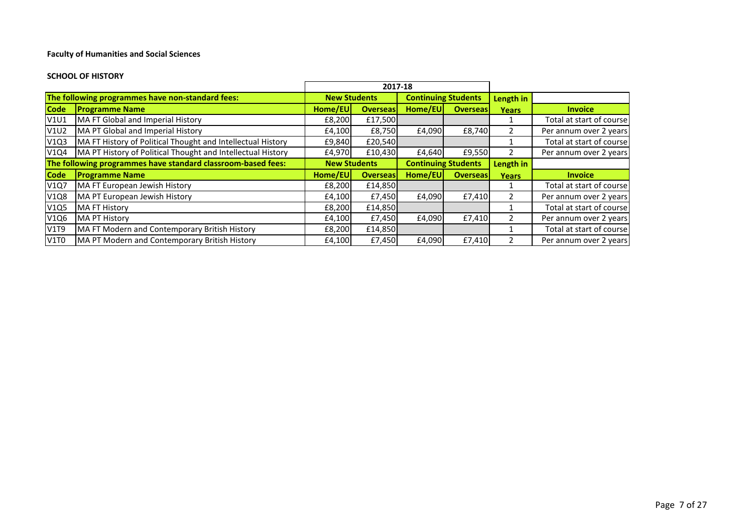**Faculty of Humanities and Social Sciences**

**SCHOOL OF HISTORY**

| | | 2017-18 | | | | | |
|---|---|---|---|---|---|---|---|
| **The following programmes have non-standard fees:** | | **New Students** | | **Continuing Students** | | **Length in** | |
| **Code** | **Programme Name** | **Home/EU** | **Overseas** | **Home/EU** | **Overseas** | **Years** | **Invoice** |
| V1U1 | MA FT Global and Imperial History | £8,200 | £17,500 | | | 1 | Total at start of course |
| V1U2 | MA PT Global and Imperial History | £4,100 | £8,750 | £4,090 | £8,740 | 2 | Per annum over 2 years |
| V1Q3 | MA FT History of Political Thought and Intellectual History | £9,840 | £20,540 | | | 1 | Total at start of course |
| V1Q4 | MA PT History of Political Thought and Intellectual History | £4,970 | £10,430 | £4,640 | £9,550 | 2 | Per annum over 2 years |
| **The following programmes have standard classroom-based fees:** | | **New Students** | | **Continuing Students** | | **Length in** | |
| **Code** | **Programme Name** | **Home/EU** | **Overseas** | **Home/EU** | **Overseas** | **Years** | **Invoice** |
| V1Q7 | MA FT European Jewish History | £8,200 | £14,850 | | | 1 | Total at start of course |
| V1Q8 | MA PT European Jewish History | £4,100 | £7,450 | £4,090 | £7,410 | 2 | Per annum over 2 years |
| V1Q5 | MA FT History | £8,200 | £14,850 | | | 1 | Total at start of course |
| V1Q6 | MA PT History | £4,100 | £7,450 | £4,090 | £7,410 | 2 | Per annum over 2 years |
| V1T9 | MA FT Modern and Contemporary British History | £8,200 | £14,850 | | | 1 | Total at start of course |
| V1T0 | MA PT Modern and Contemporary British History | £4,100 | £7,450 | £4,090 | £7,410 | 2 | Per annum over 2 years |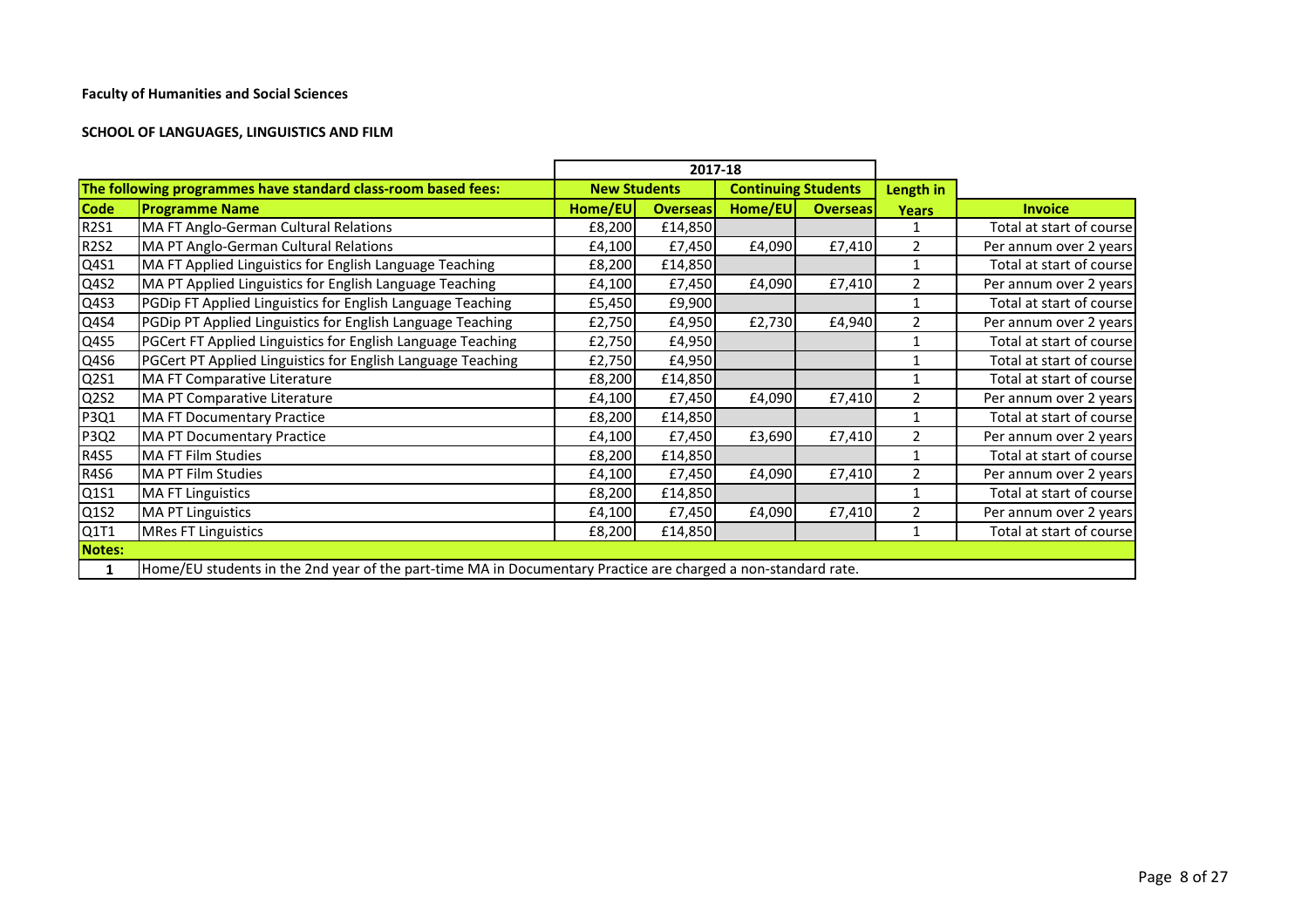**Faculty of Humanities and Social Sciences**

**SCHOOL OF LANGUAGES, LINGUISTICS AND FILM**

| | | 2017-18 | | | | | |
|---|---|---|---|---|---|---|---|
| **The following programmes have standard class-room based fees:** | | **New Students** | | **Continuing Students** | | **Length in** | |
| **Code** | **Programme Name** | **Home/EU** | **Overseas** | **Home/EU** | **Overseas** | **Years** | **Invoice** |
| R2S1 | MA FT Anglo-German Cultural Relations | £8,200 | £14,850 | | | 1 | Total at start of course |
| R2S2 | MA PT Anglo-German Cultural Relations | £4,100 | £7,450 | £4,090 | £7,410 | 2 | Per annum over 2 years |
| Q4S1 | MA FT Applied Linguistics for English Language Teaching | £8,200 | £14,850 | | | 1 | Total at start of course |
| Q4S2 | MA PT Applied Linguistics for English Language Teaching | £4,100 | £7,450 | £4,090 | £7,410 | 2 | Per annum over 2 years |
| Q4S3 | PGDip FT Applied Linguistics for English Language Teaching | £5,450 | £9,900 | | | 1 | Total at start of course |
| Q4S4 | PGDip PT Applied Linguistics for English Language Teaching | £2,750 | £4,950 | £2,730 | £4,940 | 2 | Per annum over 2 years |
| Q4S5 | PGCert FT Applied Linguistics for English Language Teaching | £2,750 | £4,950 | | | 1 | Total at start of course |
| Q4S6 | PGCert PT Applied Linguistics for English Language Teaching | £2,750 | £4,950 | | | 1 | Total at start of course |
| Q2S1 | MA FT Comparative Literature | £8,200 | £14,850 | | | 1 | Total at start of course |
| Q2S2 | MA PT Comparative Literature | £4,100 | £7,450 | £4,090 | £7,410 | 2 | Per annum over 2 years |
| P3Q1 | MA FT Documentary Practice | £8,200 | £14,850 | | | 1 | Total at start of course |
| P3Q2 | MA PT Documentary Practice | £4,100 | £7,450 | £3,690 | £7,410 | 2 | Per annum over 2 years |
| R4S5 | MA FT Film Studies | £8,200 | £14,850 | | | 1 | Total at start of course |
| R4S6 | MA PT Film Studies | £4,100 | £7,450 | £4,090 | £7,410 | 2 | Per annum over 2 years |
| Q1S1 | MA FT Linguistics | £8,200 | £14,850 | | | 1 | Total at start of course |
| Q1S2 | MA PT Linguistics | £4,100 | £7,450 | £4,090 | £7,410 | 2 | Per annum over 2 years |
| Q1T1 | MRes FT Linguistics | £8,200 | £14,850 | | | 1 | Total at start of course |
| **Notes:** | | | | | | | |
| 1 | Home/EU students in the 2nd year of the part-time MA in Documentary Practice are charged a non-standard rate. | | | | | | |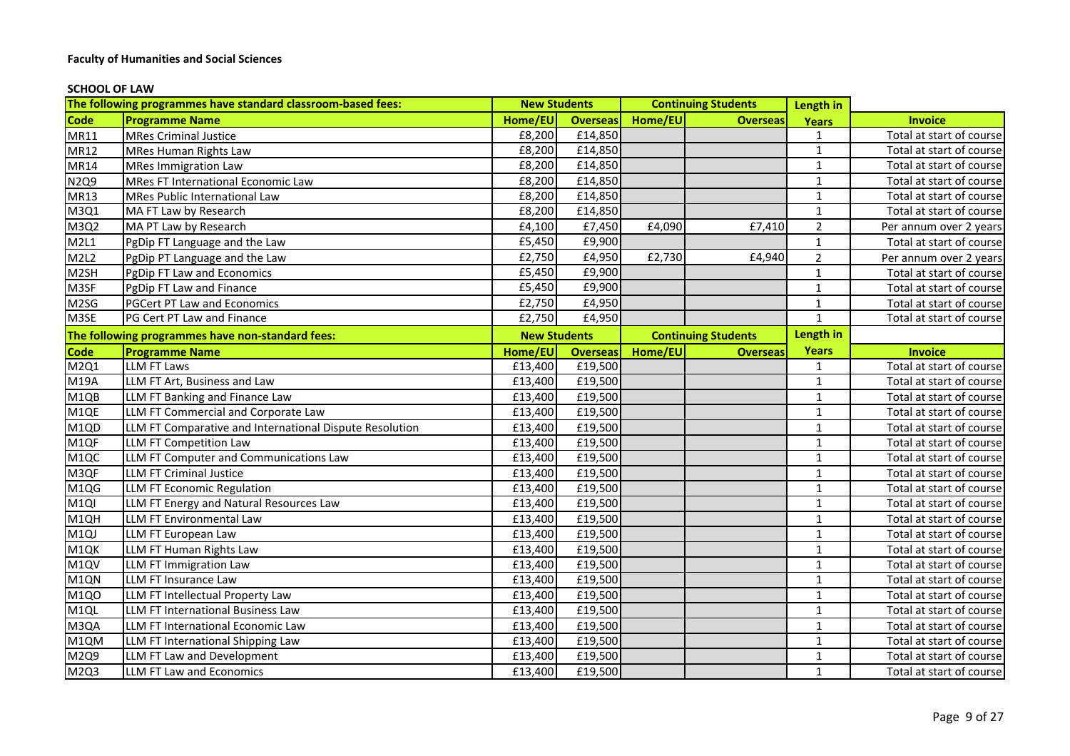**Faculty of Humanities and Social Sciences**

**SCHOOL OF LAW**

| The following programmes have standard classroom-based fees: | | New Students | | Continuing Students | | Length in Years | |
|---|---|---|---|---|---|---|---|
| **Code** | **Programme Name** | **Home/EU** | **Overseas** | **Home/EU** | **Overseas** | | **Invoice** |
| MR11 | MRes Criminal Justice | £8,200 | £14,850 | | | 1 | Total at start of course |
| MR12 | MRes Human Rights Law | £8,200 | £14,850 | | | 1 | Total at start of course |
| MR14 | MRes Immigration Law | £8,200 | £14,850 | | | 1 | Total at start of course |
| N2Q9 | MRes FT International Economic Law | £8,200 | £14,850 | | | 1 | Total at start of course |
| MR13 | MRes Public International Law | £8,200 | £14,850 | | | 1 | Total at start of course |
| M3Q1 | MA FT Law by Research | £8,200 | £14,850 | | | 1 | Total at start of course |
| M3Q2 | MA PT Law by Research | £4,100 | £7,450 | £4,090 | £7,410 | 2 | Per annum over 2 years |
| M2L1 | PgDip FT Language and the Law | £5,450 | £9,900 | | | 1 | Total at start of course |
| M2L2 | PgDip PT Language and the Law | £2,750 | £4,950 | £2,730 | £4,940 | 2 | Per annum over 2 years |
| M2SH | PgDip FT Law and Economics | £5,450 | £9,900 | | | 1 | Total at start of course |
| M3SF | PgDip FT Law and Finance | £5,450 | £9,900 | | | 1 | Total at start of course |
| M2SG | PGCert PT Law and Economics | £2,750 | £4,950 | | | 1 | Total at start of course |
| M3SE | PG Cert PT Law and Finance | £2,750 | £4,950 | | | 1 | Total at start of course |
| **The following programmes have non-standard fees:** | | **New Students** | | **Continuing Students** | | **Length in Years** | |
| **Code** | **Programme Name** | **Home/EU** | **Overseas** | **Home/EU** | **Overseas** | | **Invoice** |
| M2Q1 | LLM FT Laws | £13,400 | £19,500 | | | 1 | Total at start of course |
| M19A | LLM FT Art, Business and Law | £13,400 | £19,500 | | | 1 | Total at start of course |
| M1QB | LLM FT Banking and Finance Law | £13,400 | £19,500 | | | 1 | Total at start of course |
| M1QE | LLM FT Commercial and Corporate Law | £13,400 | £19,500 | | | 1 | Total at start of course |
| M1QD | LLM FT Comparative and International Dispute Resolution | £13,400 | £19,500 | | | 1 | Total at start of course |
| M1QF | LLM FT Competition Law | £13,400 | £19,500 | | | 1 | Total at start of course |
| M1QC | LLM FT Computer and Communications Law | £13,400 | £19,500 | | | 1 | Total at start of course |
| M3QF | LLM FT Criminal Justice | £13,400 | £19,500 | | | 1 | Total at start of course |
| M1QG | LLM FT Economic Regulation | £13,400 | £19,500 | | | 1 | Total at start of course |
| M1QI | LLM FT Energy and Natural Resources Law | £13,400 | £19,500 | | | 1 | Total at start of course |
| M1QH | LLM FT Environmental Law | £13,400 | £19,500 | | | 1 | Total at start of course |
| M1QJ | LLM FT European Law | £13,400 | £19,500 | | | 1 | Total at start of course |
| M1QK | LLM FT Human Rights Law | £13,400 | £19,500 | | | 1 | Total at start of course |
| M1QV | LLM FT Immigration Law | £13,400 | £19,500 | | | 1 | Total at start of course |
| M1QN | LLM FT Insurance Law | £13,400 | £19,500 | | | 1 | Total at start of course |
| M1QO | LLM FT Intellectual Property Law | £13,400 | £19,500 | | | 1 | Total at start of course |
| M1QL | LLM FT International Business Law | £13,400 | £19,500 | | | 1 | Total at start of course |
| M3QA | LLM FT International Economic Law | £13,400 | £19,500 | | | 1 | Total at start of course |
| M1QM | LLM FT International Shipping Law | £13,400 | £19,500 | | | 1 | Total at start of course |
| M2Q9 | LLM FT Law and Development | £13,400 | £19,500 | | | 1 | Total at start of course |
| M2Q3 | LLM FT Law and Economics | £13,400 | £19,500 | | | 1 | Total at start of course |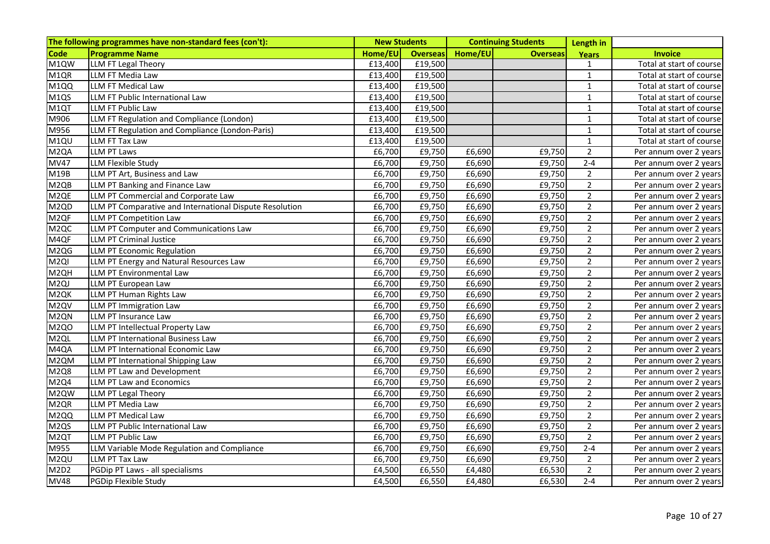| The following programmes have non-standard fees (con't): | | New Students | | Continuing Students | | Length in | |
|---|---|---|---|---|---|---|---|
| **Code** | **Programme Name** | **Home/EU** | **Overseas** | **Home/EU** | **Overseas** | **Years** | **Invoice** |
| M1QW | LLM FT Legal Theory | £13,400 | £19,500 | | | 1 | Total at start of course |
| M1QR | LLM FT Media Law | £13,400 | £19,500 | | | 1 | Total at start of course |
| M1QQ | LLM FT Medical Law | £13,400 | £19,500 | | | 1 | Total at start of course |
| M1QS | LLM FT Public International Law | £13,400 | £19,500 | | | 1 | Total at start of course |
| M1QT | LLM FT Public Law | £13,400 | £19,500 | | | 1 | Total at start of course |
| M906 | LLM FT Regulation and Compliance (London) | £13,400 | £19,500 | | | 1 | Total at start of course |
| M956 | LLM FT Regulation and Compliance (London-Paris) | £13,400 | £19,500 | | | 1 | Total at start of course |
| M1QU | LLM FT Tax Law | £13,400 | £19,500 | | | 1 | Total at start of course |
| M2QA | LLM PT Laws | £6,700 | £9,750 | £6,690 | £9,750 | 2 | Per annum over 2 years |
| MV47 | LLM Flexible Study | £6,700 | £9,750 | £6,690 | £9,750 | 2-4 | Per annum over 2 years |
| M19B | LLM PT Art, Business and Law | £6,700 | £9,750 | £6,690 | £9,750 | 2 | Per annum over 2 years |
| M2QB | LLM PT Banking and Finance Law | £6,700 | £9,750 | £6,690 | £9,750 | 2 | Per annum over 2 years |
| M2QE | LLM PT Commercial and Corporate Law | £6,700 | £9,750 | £6,690 | £9,750 | 2 | Per annum over 2 years |
| M2QD | LLM PT Comparative and International Dispute Resolution | £6,700 | £9,750 | £6,690 | £9,750 | 2 | Per annum over 2 years |
| M2QF | LLM PT Competition Law | £6,700 | £9,750 | £6,690 | £9,750 | 2 | Per annum over 2 years |
| M2QC | LLM PT Computer and Communications Law | £6,700 | £9,750 | £6,690 | £9,750 | 2 | Per annum over 2 years |
| M4QF | LLM PT Criminal Justice | £6,700 | £9,750 | £6,690 | £9,750 | 2 | Per annum over 2 years |
| M2QG | LLM PT Economic Regulation | £6,700 | £9,750 | £6,690 | £9,750 | 2 | Per annum over 2 years |
| M2QI | LLM PT Energy and Natural Resources Law | £6,700 | £9,750 | £6,690 | £9,750 | 2 | Per annum over 2 years |
| M2QH | LLM PT Environmental Law | £6,700 | £9,750 | £6,690 | £9,750 | 2 | Per annum over 2 years |
| M2QJ | LLM PT European Law | £6,700 | £9,750 | £6,690 | £9,750 | 2 | Per annum over 2 years |
| M2QK | LLM PT Human Rights Law | £6,700 | £9,750 | £6,690 | £9,750 | 2 | Per annum over 2 years |
| M2QV | LLM PT Immigration Law | £6,700 | £9,750 | £6,690 | £9,750 | 2 | Per annum over 2 years |
| M2QN | LLM PT Insurance Law | £6,700 | £9,750 | £6,690 | £9,750 | 2 | Per annum over 2 years |
| M2QO | LLM PT Intellectual Property Law | £6,700 | £9,750 | £6,690 | £9,750 | 2 | Per annum over 2 years |
| M2QL | LLM PT International Business Law | £6,700 | £9,750 | £6,690 | £9,750 | 2 | Per annum over 2 years |
| M4QA | LLM PT International Economic Law | £6,700 | £9,750 | £6,690 | £9,750 | 2 | Per annum over 2 years |
| M2QM | LLM PT International Shipping Law | £6,700 | £9,750 | £6,690 | £9,750 | 2 | Per annum over 2 years |
| M2Q8 | LLM PT Law and Development | £6,700 | £9,750 | £6,690 | £9,750 | 2 | Per annum over 2 years |
| M2Q4 | LLM PT Law and Economics | £6,700 | £9,750 | £6,690 | £9,750 | 2 | Per annum over 2 years |
| M2QW | LLM PT Legal Theory | £6,700 | £9,750 | £6,690 | £9,750 | 2 | Per annum over 2 years |
| M2QR | LLM PT Media Law | £6,700 | £9,750 | £6,690 | £9,750 | 2 | Per annum over 2 years |
| M2QQ | LLM PT Medical Law | £6,700 | £9,750 | £6,690 | £9,750 | 2 | Per annum over 2 years |
| M2QS | LLM PT Public International Law | £6,700 | £9,750 | £6,690 | £9,750 | 2 | Per annum over 2 years |
| M2QT | LLM PT Public Law | £6,700 | £9,750 | £6,690 | £9,750 | 2 | Per annum over 2 years |
| M955 | LLM Variable Mode Regulation and Compliance | £6,700 | £9,750 | £6,690 | £9,750 | 2-4 | Per annum over 2 years |
| M2QU | LLM PT Tax Law | £6,700 | £9,750 | £6,690 | £9,750 | 2 | Per annum over 2 years |
| M2D2 | PGDip PT Laws - all specialisms | £4,500 | £6,550 | £4,480 | £6,530 | 2 | Per annum over 2 years |
| MV48 | PGDip Flexible Study | £4,500 | £6,550 | £4,480 | £6,530 | 2-4 | Per annum over 2 years |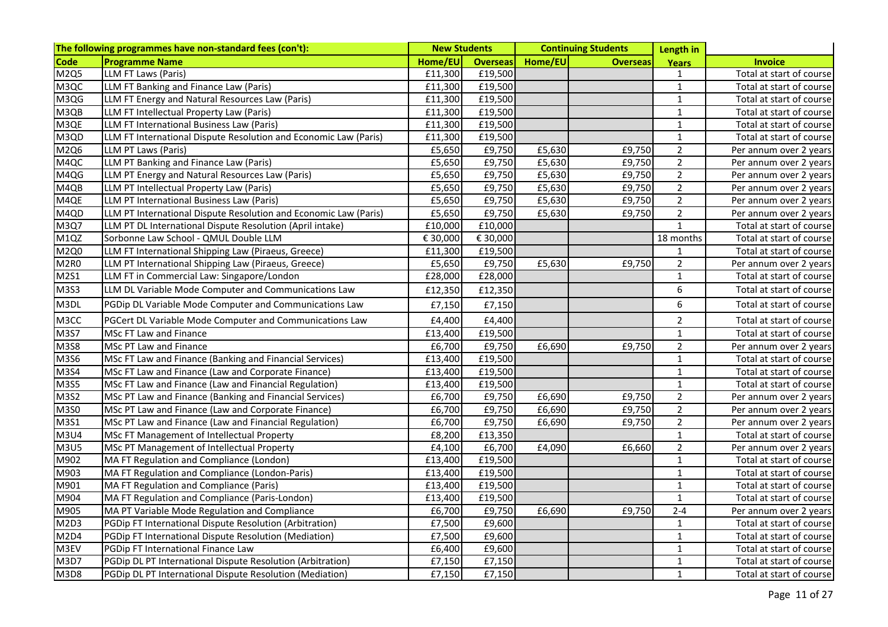| The following programmes have non-standard fees (con't): | | New Students | | Continuing Students | | Length in | |
|---|---|---|---|---|---|---|---|
| **Code** | **Programme Name** | **Home/EU** | **Overseas** | **Home/EU** | **Overseas** | **Years** | **Invoice** |
| M2Q5 | LLM FT Laws (Paris) | £11,300 | £19,500 | | | 1 | Total at start of course |
| M3QC | LLM FT Banking and Finance Law (Paris) | £11,300 | £19,500 | | | 1 | Total at start of course |
| M3QG | LLM FT Energy and Natural Resources Law (Paris) | £11,300 | £19,500 | | | 1 | Total at start of course |
| M3QB | LLM FT Intellectual Property Law (Paris) | £11,300 | £19,500 | | | 1 | Total at start of course |
| M3QE | LLM FT International Business Law (Paris) | £11,300 | £19,500 | | | 1 | Total at start of course |
| M3QD | LLM FT International Dispute Resolution and Economic Law (Paris) | £11,300 | £19,500 | | | 1 | Total at start of course |
| M2Q6 | LLM PT Laws (Paris) | £5,650 | £9,750 | £5,630 | £9,750 | 2 | Per annum over 2 years |
| M4QC | LLM PT Banking and Finance Law (Paris) | £5,650 | £9,750 | £5,630 | £9,750 | 2 | Per annum over 2 years |
| M4QG | LLM PT Energy and Natural Resources Law (Paris) | £5,650 | £9,750 | £5,630 | £9,750 | 2 | Per annum over 2 years |
| M4QB | LLM PT Intellectual Property Law (Paris) | £5,650 | £9,750 | £5,630 | £9,750 | 2 | Per annum over 2 years |
| M4QE | LLM PT International Business Law (Paris) | £5,650 | £9,750 | £5,630 | £9,750 | 2 | Per annum over 2 years |
| M4QD | LLM PT International Dispute Resolution and Economic Law (Paris) | £5,650 | £9,750 | £5,630 | £9,750 | 2 | Per annum over 2 years |
| M3Q7 | LLM PT DL International Dispute Resolution (April intake) | £10,000 | £10,000 | | | 1 | Total at start of course |
| M1QZ | Sorbonne Law School - QMUL Double LLM | € 30,000 | € 30,000 | | | 18 months | Total at start of course |
| M2Q0 | LLM FT International Shipping Law (Piraeus, Greece) | £11,300 | £19,500 | | | 1 | Total at start of course |
| M2R0 | LLM PT International Shipping Law (Piraeus, Greece) | £5,650 | £9,750 | £5,630 | £9,750 | 2 | Per annum over 2 years |
| M2S1 | LLM FT in Commercial Law: Singapore/London | £28,000 | £28,000 | | | 1 | Total at start of course |
| M3S3 | LLM DL Variable Mode Computer and Communications Law | £12,350 | £12,350 | | | 6 | Total at start of course |
| M3DL | PGDip DL Variable Mode Computer and Communications Law | £7,150 | £7,150 | | | 6 | Total at start of course |
| M3CC | PGCert DL Variable Mode Computer and Communications Law | £4,400 | £4,400 | | | 2 | Total at start of course |
| M3S7 | MSc FT Law and Finance | £13,400 | £19,500 | | | 1 | Total at start of course |
| M3S8 | MSc PT Law and Finance | £6,700 | £9,750 | £6,690 | £9,750 | 2 | Per annum over 2 years |
| M3S6 | MSc FT Law and Finance (Banking and Financial Services) | £13,400 | £19,500 | | | 1 | Total at start of course |
| M3S4 | MSc FT Law and Finance (Law and Corporate Finance) | £13,400 | £19,500 | | | 1 | Total at start of course |
| M3S5 | MSc FT Law and Finance (Law and Financial Regulation) | £13,400 | £19,500 | | | 1 | Total at start of course |
| M3S2 | MSc PT Law and Finance (Banking and Financial Services) | £6,700 | £9,750 | £6,690 | £9,750 | 2 | Per annum over 2 years |
| M3S0 | MSc PT Law and Finance (Law and Corporate Finance) | £6,700 | £9,750 | £6,690 | £9,750 | 2 | Per annum over 2 years |
| M3S1 | MSc PT Law and Finance (Law and Financial Regulation) | £6,700 | £9,750 | £6,690 | £9,750 | 2 | Per annum over 2 years |
| M3U4 | MSc FT Management of Intellectual Property | £8,200 | £13,350 | | | 1 | Total at start of course |
| M3U5 | MSc PT Management of Intellectual Property | £4,100 | £6,700 | £4,090 | £6,660 | 2 | Per annum over 2 years |
| M902 | MA FT Regulation and Compliance (London) | £13,400 | £19,500 | | | 1 | Total at start of course |
| M903 | MA FT Regulation and Compliance (London-Paris) | £13,400 | £19,500 | | | 1 | Total at start of course |
| M901 | MA FT Regulation and Compliance (Paris) | £13,400 | £19,500 | | | 1 | Total at start of course |
| M904 | MA FT Regulation and Compliance (Paris-London) | £13,400 | £19,500 | | | 1 | Total at start of course |
| M905 | MA PT Variable Mode Regulation and Compliance | £6,700 | £9,750 | £6,690 | £9,750 | 2-4 | Per annum over 2 years |
| M2D3 | PGDip FT International Dispute Resolution (Arbitration) | £7,500 | £9,600 | | | 1 | Total at start of course |
| M2D4 | PGDip FT International Dispute Resolution (Mediation) | £7,500 | £9,600 | | | 1 | Total at start of course |
| M3EV | PGDip FT International Finance Law | £6,400 | £9,600 | | | 1 | Total at start of course |
| M3D7 | PGDip DL PT International Dispute Resolution (Arbitration) | £7,150 | £7,150 | | | 1 | Total at start of course |
| M3D8 | PGDip DL PT International Dispute Resolution (Mediation) | £7,150 | £7,150 | | | 1 | Total at start of course |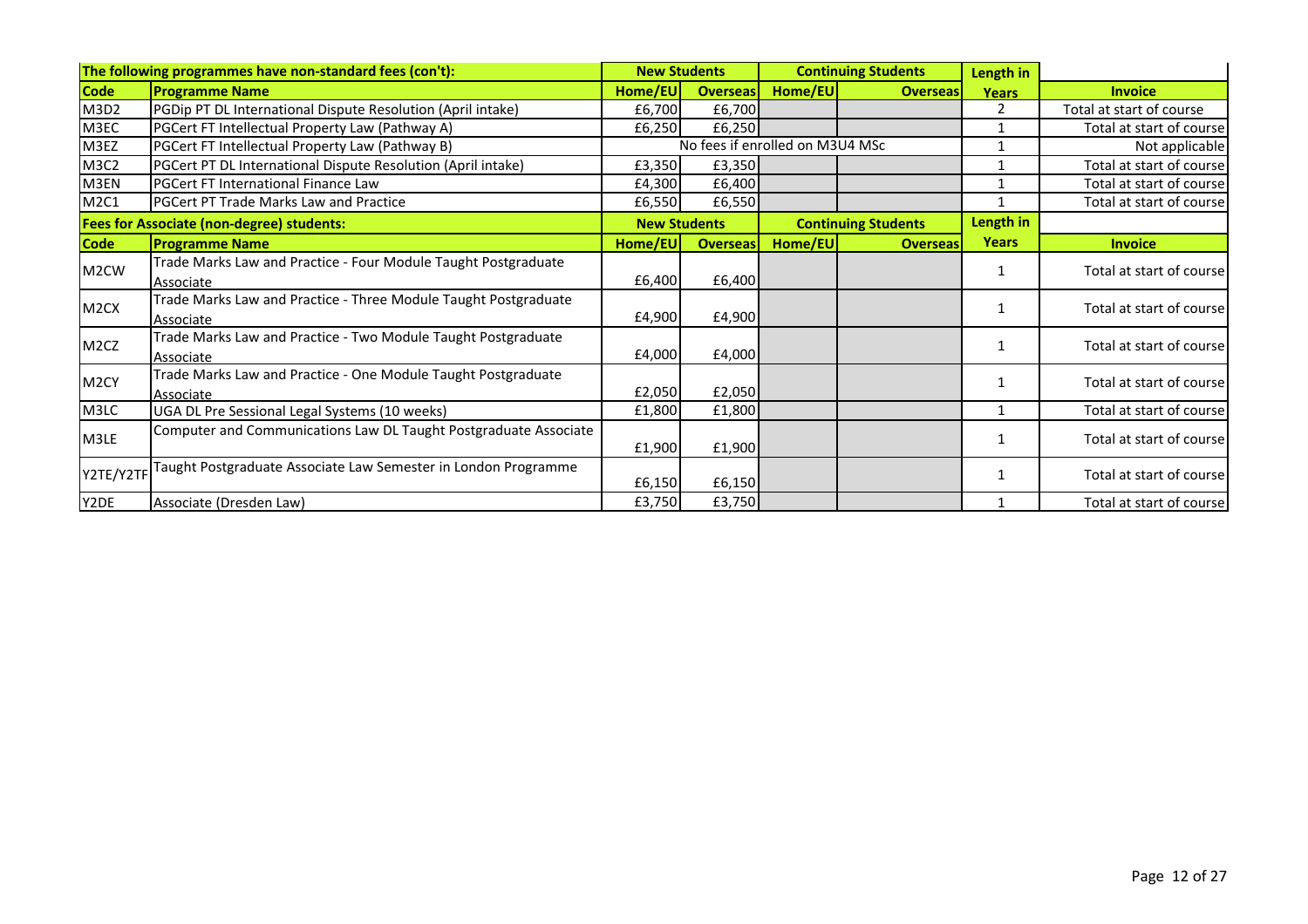| The following programmes have non-standard fees (con't): | | New Students | | Continuing Students | | Length in | |
|---|---|---|---|---|---|---|---|
| **Code** | **Programme Name** | **Home/EU** | **Overseas** | **Home/EU** | **Overseas** | **Years** | **Invoice** |
| M3D2 | PGDip PT DL International Dispute Resolution (April intake) | £6,700 | £6,700 | | | 2 | Total at start of course |
| M3EC | PGCert FT Intellectual Property Law (Pathway A) | £6,250 | £6,250 | | | 1 | Total at start of course |
| M3EZ | PGCert FT Intellectual Property Law (Pathway B) | No fees if enrolled on M3U4 MSc | | | | 1 | Not applicable |
| M3C2 | PGCert PT DL International Dispute Resolution (April intake) | £3,350 | £3,350 | | | 1 | Total at start of course |
| M3EN | PGCert FT International Finance Law | £4,300 | £6,400 | | | 1 | Total at start of course |
| M2C1 | PGCert PT Trade Marks Law and Practice | £6,550 | £6,550 | | | 1 | Total at start of course |
| **Fees for Associate (non-degree) students:** | | **New Students** | | **Continuing Students** | | **Length in** | |
| **Code** | **Programme Name** | **Home/EU** | **Overseas** | **Home/EU** | **Overseas** | **Years** | **Invoice** |
| M2CW | Trade Marks Law and Practice - Four Module Taught Postgraduate Associate | £6,400 | £6,400 | | | 1 | Total at start of course |
| M2CX | Trade Marks Law and Practice - Three Module Taught Postgraduate Associate | £4,900 | £4,900 | | | 1 | Total at start of course |
| M2CZ | Trade Marks Law and Practice - Two Module Taught Postgraduate Associate | £4,000 | £4,000 | | | 1 | Total at start of course |
| M2CY | Trade Marks Law and Practice - One Module Taught Postgraduate Associate | £2,050 | £2,050 | | | 1 | Total at start of course |
| M3LC | UGA DL Pre Sessional Legal Systems (10 weeks) | £1,800 | £1,800 | | | 1 | Total at start of course |
| M3LE | Computer and Communications Law DL Taught Postgraduate Associate | £1,900 | £1,900 | | | 1 | Total at start of course |
| Y2TE/Y2TF | Taught Postgraduate Associate Law Semester in London Programme | £6,150 | £6,150 | | | 1 | Total at start of course |
| Y2DE | Associate (Dresden Law) | £3,750 | £3,750 | | | 1 | Total at start of course |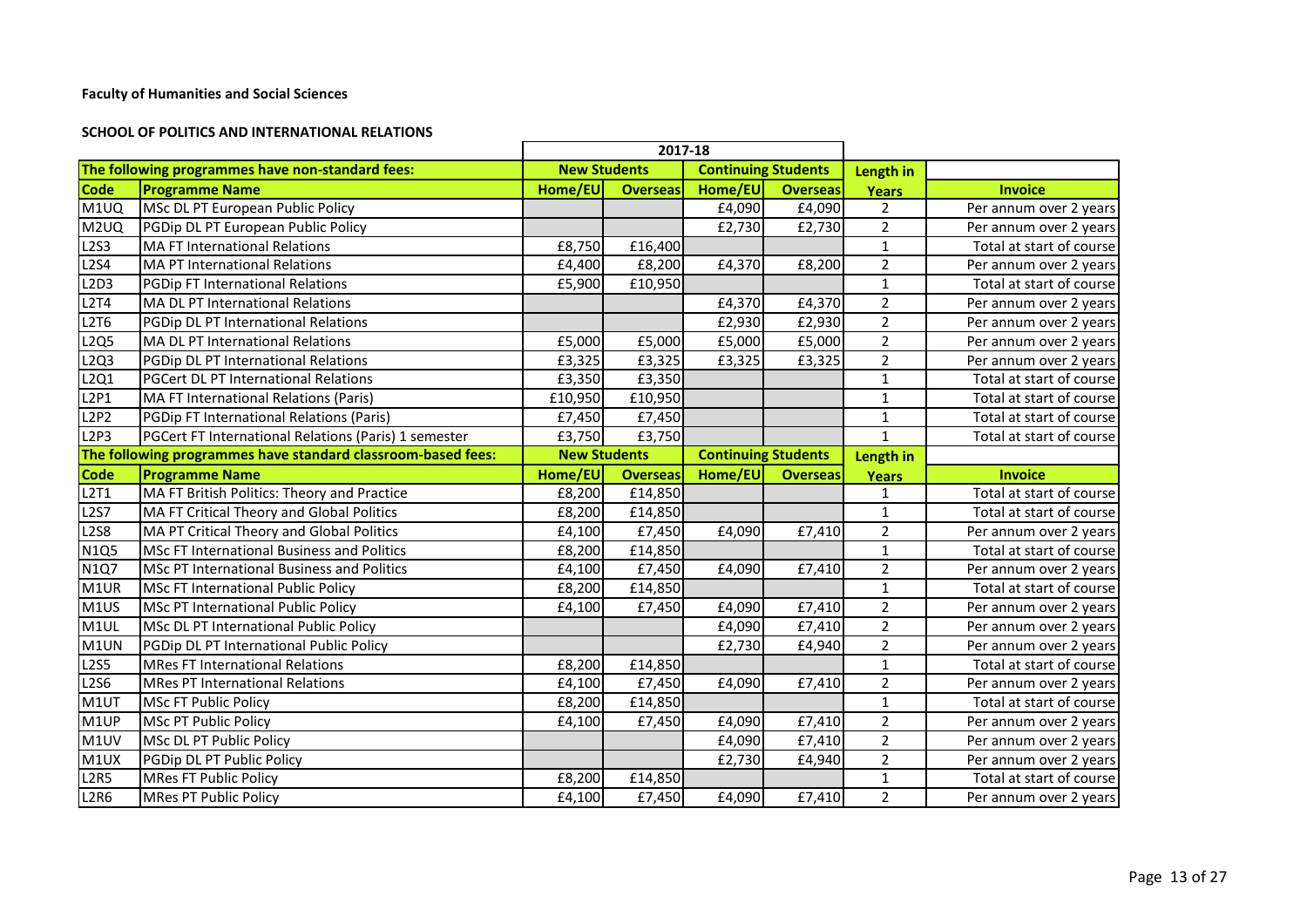**Faculty of Humanities and Social Sciences**

**SCHOOL OF POLITICS AND INTERNATIONAL RELATIONS**

| | | 2017-18 | | | | | |
|---|---|---|---|---|---|---|---|
| **The following programmes have non-standard fees:** | | **New Students** | | **Continuing Students** | | **Length in** | |
| **Code** | **Programme Name** | **Home/EU** | **Overseas** | **Home/EU** | **Overseas** | **Years** | **Invoice** |
| M1UQ | MSc DL PT European Public Policy | | | £4,090 | £4,090 | 2 | Per annum over 2 years |
| M2UQ | PGDip DL PT European Public Policy | | | £2,730 | £2,730 | 2 | Per annum over 2 years |
| L2S3 | MA FT International Relations | £8,750 | £16,400 | | | 1 | Total at start of course |
| L2S4 | MA PT International Relations | £4,400 | £8,200 | £4,370 | £8,200 | 2 | Per annum over 2 years |
| L2D3 | PGDip FT International Relations | £5,900 | £10,950 | | | 1 | Total at start of course |
| L2T4 | MA DL PT International Relations | | | £4,370 | £4,370 | 2 | Per annum over 2 years |
| L2T6 | PGDip DL PT International Relations | | | £2,930 | £2,930 | 2 | Per annum over 2 years |
| L2Q5 | MA DL PT International Relations | £5,000 | £5,000 | £5,000 | £5,000 | 2 | Per annum over 2 years |
| L2Q3 | PGDip DL PT International Relations | £3,325 | £3,325 | £3,325 | £3,325 | 2 | Per annum over 2 years |
| L2Q1 | PGCert DL PT International Relations | £3,350 | £3,350 | | | 1 | Total at start of course |
| L2P1 | MA FT International Relations (Paris) | £10,950 | £10,950 | | | 1 | Total at start of course |
| L2P2 | PGDip FT International Relations (Paris) | £7,450 | £7,450 | | | 1 | Total at start of course |
| L2P3 | PGCert FT International Relations (Paris) 1 semester | £3,750 | £3,750 | | | 1 | Total at start of course |
| **The following programmes have standard classroom-based fees:** | | **New Students** | | **Continuing Students** | | **Length in** | |
| **Code** | **Programme Name** | **Home/EU** | **Overseas** | **Home/EU** | **Overseas** | **Years** | **Invoice** |
| L2T1 | MA FT British Politics: Theory and Practice | £8,200 | £14,850 | | | 1 | Total at start of course |
| L2S7 | MA FT Critical Theory and Global Politics | £8,200 | £14,850 | | | 1 | Total at start of course |
| L2S8 | MA PT Critical Theory and Global Politics | £4,100 | £7,450 | £4,090 | £7,410 | 2 | Per annum over 2 years |
| N1Q5 | MSc FT International Business and Politics | £8,200 | £14,850 | | | 1 | Total at start of course |
| N1Q7 | MSc PT International Business and Politics | £4,100 | £7,450 | £4,090 | £7,410 | 2 | Per annum over 2 years |
| M1UR | MSc FT International Public Policy | £8,200 | £14,850 | | | 1 | Total at start of course |
| M1US | MSc PT International Public Policy | £4,100 | £7,450 | £4,090 | £7,410 | 2 | Per annum over 2 years |
| M1UL | MSc DL PT International Public Policy | | | £4,090 | £7,410 | 2 | Per annum over 2 years |
| M1UN | PGDip DL PT International Public Policy | | | £2,730 | £4,940 | 2 | Per annum over 2 years |
| L2S5 | MRes FT International Relations | £8,200 | £14,850 | | | 1 | Total at start of course |
| L2S6 | MRes PT International Relations | £4,100 | £7,450 | £4,090 | £7,410 | 2 | Per annum over 2 years |
| M1UT | MSc FT Public Policy | £8,200 | £14,850 | | | 1 | Total at start of course |
| M1UP | MSc PT Public Policy | £4,100 | £7,450 | £4,090 | £7,410 | 2 | Per annum over 2 years |
| M1UV | MSc DL PT Public Policy | | | £4,090 | £7,410 | 2 | Per annum over 2 years |
| M1UX | PGDip DL PT Public Policy | | | £2,730 | £4,940 | 2 | Per annum over 2 years |
| L2R5 | MRes FT Public Policy | £8,200 | £14,850 | | | 1 | Total at start of course |
| L2R6 | MRes PT Public Policy | £4,100 | £7,450 | £4,090 | £7,410 | 2 | Per annum over 2 years |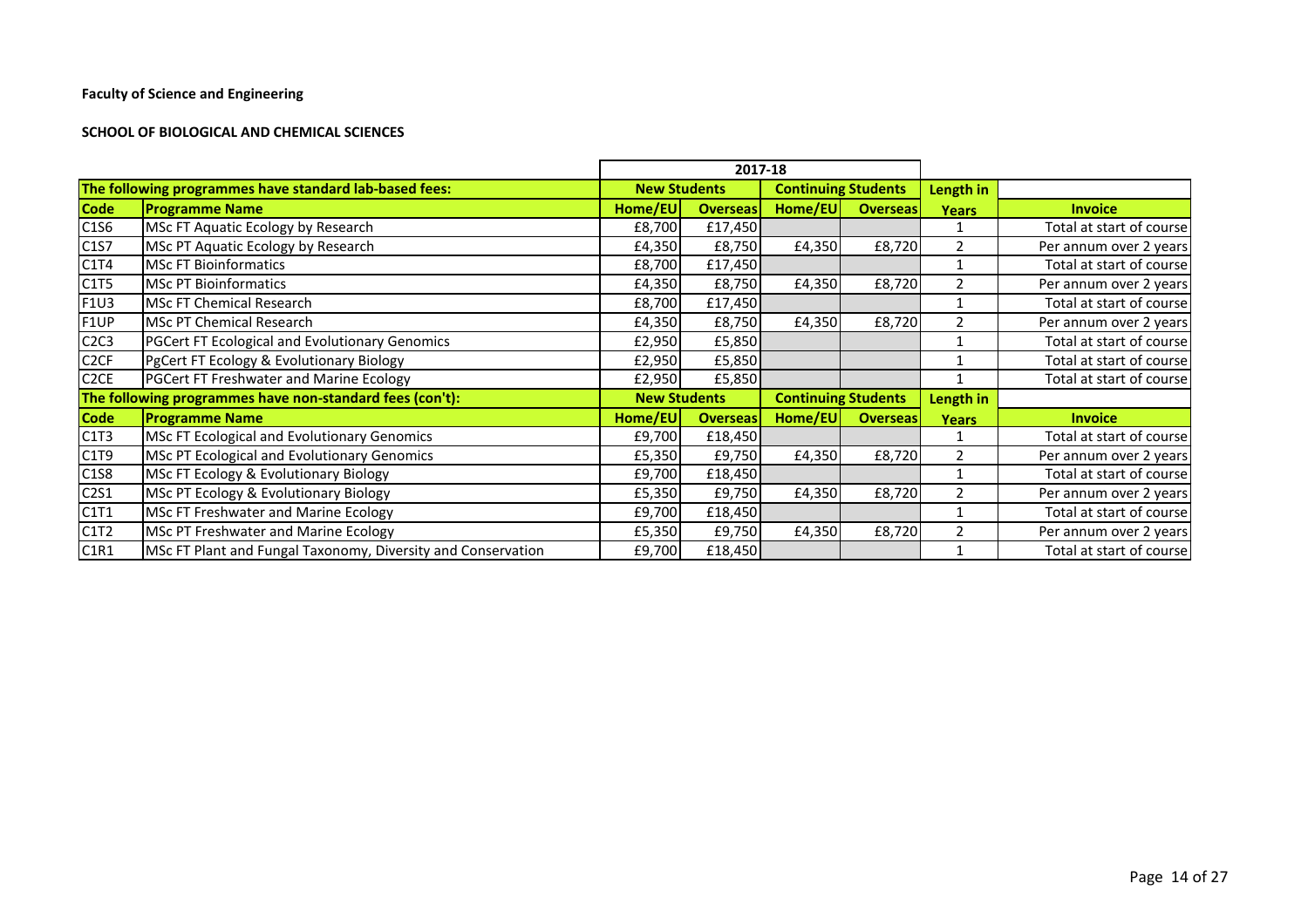**Faculty of Science and Engineering**

**SCHOOL OF BIOLOGICAL AND CHEMICAL SCIENCES**

| | | 2017-18 | | | | | |
|---|---|---|---|---|---|---|---|
| **The following programmes have standard lab-based fees:** | | **New Students** | | **Continuing Students** | | **Length in** | |
| **Code** | **Programme Name** | **Home/EU** | **Overseas** | **Home/EU** | **Overseas** | **Years** | **Invoice** |
| C1S6 | MSc FT Aquatic Ecology by Research | £8,700 | £17,450 | | | 1 | Total at start of course |
| C1S7 | MSc PT Aquatic Ecology by Research | £4,350 | £8,750 | £4,350 | £8,720 | 2 | Per annum over 2 years |
| C1T4 | MSc FT Bioinformatics | £8,700 | £17,450 | | | 1 | Total at start of course |
| C1T5 | MSc PT Bioinformatics | £4,350 | £8,750 | £4,350 | £8,720 | 2 | Per annum over 2 years |
| F1U3 | MSc FT Chemical Research | £8,700 | £17,450 | | | 1 | Total at start of course |
| F1UP | MSc PT Chemical Research | £4,350 | £8,750 | £4,350 | £8,720 | 2 | Per annum over 2 years |
| C2C3 | PGCert FT Ecological and Evolutionary Genomics | £2,950 | £5,850 | | | 1 | Total at start of course |
| C2CF | PgCert FT Ecology & Evolutionary Biology | £2,950 | £5,850 | | | 1 | Total at start of course |
| C2CE | PGCert FT Freshwater and Marine Ecology | £2,950 | £5,850 | | | 1 | Total at start of course |
| **The following programmes have non-standard fees (con't):** | | **New Students** | | **Continuing Students** | | **Length in** | |
| **Code** | **Programme Name** | **Home/EU** | **Overseas** | **Home/EU** | **Overseas** | **Years** | **Invoice** |
| C1T3 | MSc FT Ecological and Evolutionary Genomics | £9,700 | £18,450 | | | 1 | Total at start of course |
| C1T9 | MSc PT Ecological and Evolutionary Genomics | £5,350 | £9,750 | £4,350 | £8,720 | 2 | Per annum over 2 years |
| C1S8 | MSc FT Ecology & Evolutionary Biology | £9,700 | £18,450 | | | 1 | Total at start of course |
| C2S1 | MSc PT Ecology & Evolutionary Biology | £5,350 | £9,750 | £4,350 | £8,720 | 2 | Per annum over 2 years |
| C1T1 | MSc FT Freshwater and Marine Ecology | £9,700 | £18,450 | | | 1 | Total at start of course |
| C1T2 | MSc PT Freshwater and Marine Ecology | £5,350 | £9,750 | £4,350 | £8,720 | 2 | Per annum over 2 years |
| C1R1 | MSc FT Plant and Fungal Taxonomy, Diversity and Conservation | £9,700 | £18,450 | | | 1 | Total at start of course |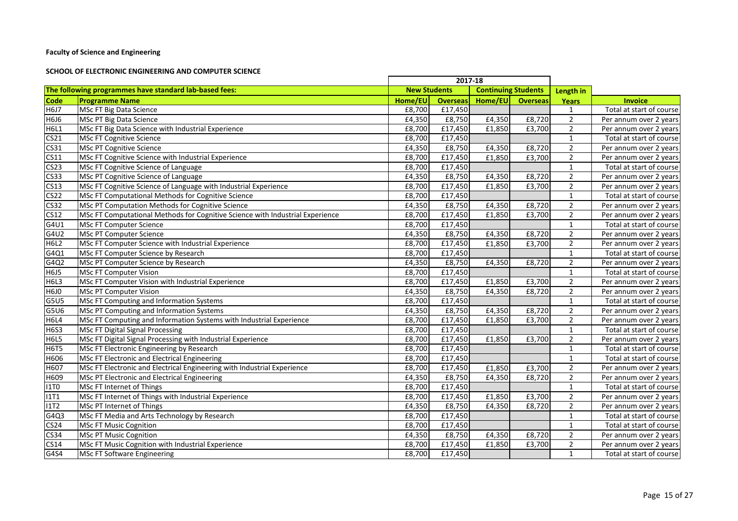**Faculty of Science and Engineering**

**SCHOOL OF ELECTRONIC ENGINEERING AND COMPUTER SCIENCE**

| | | 2017-18 | | | | | |
|---|---|---|---|---|---|---|---|
| **The following programmes have standard lab-based fees:** | | **New Students** | | **Continuing Students** | | **Length in** | |
| **Code** | **Programme Name** | **Home/EU** | **Overseas** | **Home/EU** | **Overseas** | **Years** | **Invoice** |
| H6J7 | MSc FT Big Data Science | £8,700 | £17,450 | | | 1 | Total at start of course |
| H6J6 | MSc PT Big Data Science | £4,350 | £8,750 | £4,350 | £8,720 | 2 | Per annum over 2 years |
| H6L1 | MSc FT Big Data Science with Industrial Experience | £8,700 | £17,450 | £1,850 | £3,700 | 2 | Per annum over 2 years |
| CS21 | MSc FT Cognitive Science | £8,700 | £17,450 | | | 1 | Total at start of course |
| CS31 | MSc PT Cognitive Science | £4,350 | £8,750 | £4,350 | £8,720 | 2 | Per annum over 2 years |
| CS11 | MSc FT Cognitive Science with Industrial Experience | £8,700 | £17,450 | £1,850 | £3,700 | 2 | Per annum over 2 years |
| CS23 | MSc FT Cognitive Science of Language | £8,700 | £17,450 | | | 1 | Total at start of course |
| CS33 | MSc PT Cognitive Science of Language | £4,350 | £8,750 | £4,350 | £8,720 | 2 | Per annum over 2 years |
| CS13 | MSc FT Cognitive Science of Language with Industrial Experience | £8,700 | £17,450 | £1,850 | £3,700 | 2 | Per annum over 2 years |
| CS22 | MSc FT Computational Methods for Cognitive Science | £8,700 | £17,450 | | | 1 | Total at start of course |
| CS32 | MSc PT Computation Methods for Cognitive Science | £4,350 | £8,750 | £4,350 | £8,720 | 2 | Per annum over 2 years |
| CS12 | MSc FT Computational Methods for Cognitive Science with Industrial Experience | £8,700 | £17,450 | £1,850 | £3,700 | 2 | Per annum over 2 years |
| G4U1 | MSc FT Computer Science | £8,700 | £17,450 | | | 1 | Total at start of course |
| G4U2 | MSc PT Computer Science | £4,350 | £8,750 | £4,350 | £8,720 | 2 | Per annum over 2 years |
| H6L2 | MSc FT Computer Science with Industrial Experience | £8,700 | £17,450 | £1,850 | £3,700 | 2 | Per annum over 2 years |
| G4Q1 | MSc FT Computer Science by Research | £8,700 | £17,450 | | | 1 | Total at start of course |
| G4Q2 | MSc PT Computer Science by Research | £4,350 | £8,750 | £4,350 | £8,720 | 2 | Per annum over 2 years |
| H6J5 | MSc FT Computer Vision | £8,700 | £17,450 | | | 1 | Total at start of course |
| H6L3 | MSc FT Computer Vision with Industrial Experience | £8,700 | £17,450 | £1,850 | £3,700 | 2 | Per annum over 2 years |
| H6J0 | MSc PT Computer Vision | £4,350 | £8,750 | £4,350 | £8,720 | 2 | Per annum over 2 years |
| G5U5 | MSc FT Computing and Information Systems | £8,700 | £17,450 | | | 1 | Total at start of course |
| G5U6 | MSc PT Computing and Information Systems | £4,350 | £8,750 | £4,350 | £8,720 | 2 | Per annum over 2 years |
| H6L4 | MSc FT Computing and Information Systems with Industrial Experience | £8,700 | £17,450 | £1,850 | £3,700 | 2 | Per annum over 2 years |
| H6S3 | MSc FT Digital Signal Processing | £8,700 | £17,450 | | | 1 | Total at start of course |
| H6L5 | MSc FT Digital Signal Processing with Industrial Experience | £8,700 | £17,450 | £1,850 | £3,700 | 2 | Per annum over 2 years |
| H6T5 | MSc FT Electronic Engineering by Research | £8,700 | £17,450 | | | 1 | Total at start of course |
| H606 | MSc FT Electronic and Electrical Engineering | £8,700 | £17,450 | | | 1 | Total at start of course |
| H607 | MSc FT Electronic and Electrical Engineering with Industrial Experience | £8,700 | £17,450 | £1,850 | £3,700 | 2 | Per annum over 2 years |
| H609 | MSc PT Electronic and Electrical Engineering | £4,350 | £8,750 | £4,350 | £8,720 | 2 | Per annum over 2 years |
| I1T0 | MSc FT Internet of Things | £8,700 | £17,450 | | | 1 | Total at start of course |
| I1T1 | MSc FT Internet of Things with Industrial Experience | £8,700 | £17,450 | £1,850 | £3,700 | 2 | Per annum over 2 years |
| I1T2 | MSc PT Internet of Things | £4,350 | £8,750 | £4,350 | £8,720 | 2 | Per annum over 2 years |
| G4Q3 | MSc FT Media and Arts Technology by Research | £8,700 | £17,450 | | | 1 | Total at start of course |
| CS24 | MSc FT Music Cognition | £8,700 | £17,450 | | | 1 | Total at start of course |
| CS34 | MSc PT Music Cognition | £4,350 | £8,750 | £4,350 | £8,720 | 2 | Per annum over 2 years |
| CS14 | MSc FT Music Cognition with Industrial Experience | £8,700 | £17,450 | £1,850 | £3,700 | 2 | Per annum over 2 years |
| G4S4 | MSc FT Software Engineering | £8,700 | £17,450 | | | 1 | Total at start of course |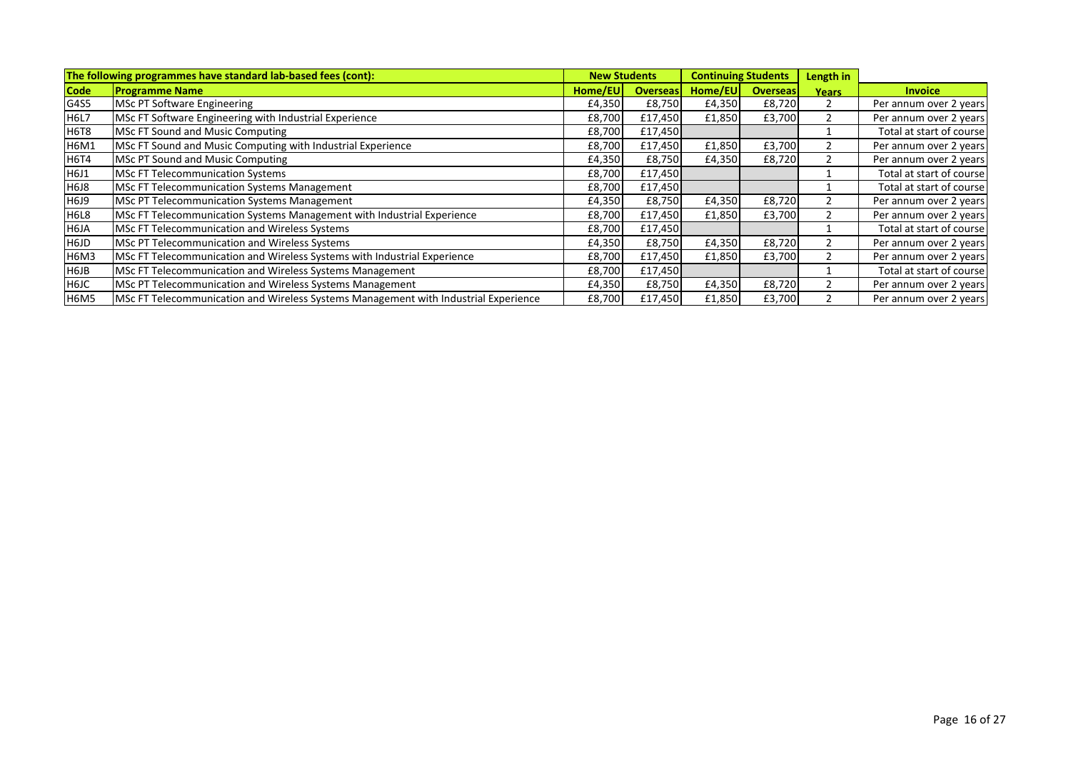| The following programmes have standard lab-based fees (cont): | | New Students | | Continuing Students | | Length in | |
|---|---|---|---|---|---|---|---|
| **Code** | **Programme Name** | **Home/EU** | **Overseas** | **Home/EU** | **Overseas** | **Years** | **Invoice** |
| G4S5 | MSc PT Software Engineering | £4,350 | £8,750 | £4,350 | £8,720 | 2 | Per annum over 2 years |
| H6L7 | MSc FT Software Engineering with Industrial Experience | £8,700 | £17,450 | £1,850 | £3,700 | 2 | Per annum over 2 years |
| H6T8 | MSc FT Sound and Music Computing | £8,700 | £17,450 | | | 1 | Total at start of course |
| H6M1 | MSc FT Sound and Music Computing with Industrial Experience | £8,700 | £17,450 | £1,850 | £3,700 | 2 | Per annum over 2 years |
| H6T4 | MSc PT Sound and Music Computing | £4,350 | £8,750 | £4,350 | £8,720 | 2 | Per annum over 2 years |
| H6J1 | MSc FT Telecommunication Systems | £8,700 | £17,450 | | | 1 | Total at start of course |
| H6J8 | MSc FT Telecommunication Systems Management | £8,700 | £17,450 | | | 1 | Total at start of course |
| H6J9 | MSc PT Telecommunication Systems Management | £4,350 | £8,750 | £4,350 | £8,720 | 2 | Per annum over 2 years |
| H6L8 | MSc FT Telecommunication Systems Management with Industrial Experience | £8,700 | £17,450 | £1,850 | £3,700 | 2 | Per annum over 2 years |
| H6JA | MSc FT Telecommunication and Wireless Systems | £8,700 | £17,450 | | | 1 | Total at start of course |
| H6JD | MSc PT Telecommunication and Wireless Systems | £4,350 | £8,750 | £4,350 | £8,720 | 2 | Per annum over 2 years |
| H6M3 | MSc FT Telecommunication and Wireless Systems with Industrial Experience | £8,700 | £17,450 | £1,850 | £3,700 | 2 | Per annum over 2 years |
| H6JB | MSc FT Telecommunication and Wireless Systems Management | £8,700 | £17,450 | | | 1 | Total at start of course |
| H6JC | MSc PT Telecommunication and Wireless Systems Management | £4,350 | £8,750 | £4,350 | £8,720 | 2 | Per annum over 2 years |
| H6M5 | MSc FT Telecommunication and Wireless Systems Management with Industrial Experience | £8,700 | £17,450 | £1,850 | £3,700 | 2 | Per annum over 2 years |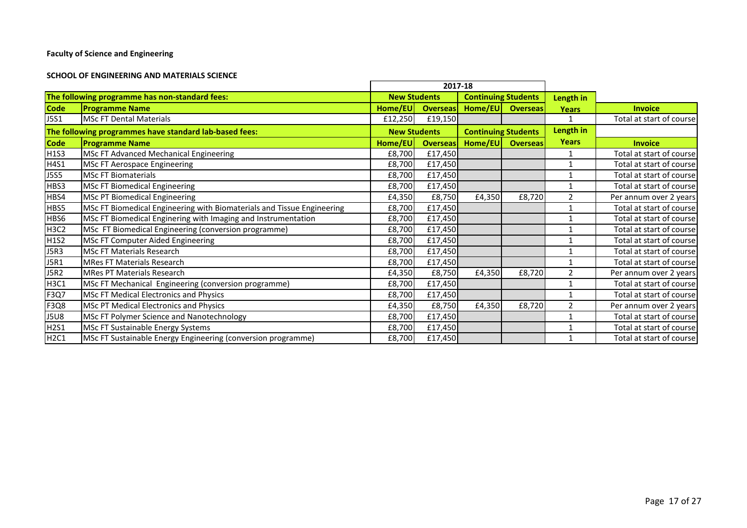**Faculty of Science and Engineering**

**SCHOOL OF ENGINEERING AND MATERIALS SCIENCE**

| | | 2017-18 | | | | | |
|---|---|---|---|---|---|---|---|
| **The following programme has non-standard fees:** | | **New Students** | | **Continuing Students** | | **Length in** | |
| **Code** | **Programme Name** | **Home/EU** | **Overseas** | **Home/EU** | **Overseas** | **Years** | **Invoice** |
| J5S1 | MSc FT Dental Materials | £12,250 | £19,150 | | | 1 | Total at start of course |
| **The following programmes have standard lab-based fees:** | | **New Students** | | **Continuing Students** | | **Length in** | |
| **Code** | **Programme Name** | **Home/EU** | **Overseas** | **Home/EU** | **Overseas** | **Years** | **Invoice** |
| H1S3 | MSc FT Advanced Mechanical Engineering | £8,700 | £17,450 | | | 1 | Total at start of course |
| H4S1 | MSc FT Aerospace Engineering | £8,700 | £17,450 | | | 1 | Total at start of course |
| J5S5 | MSc FT Biomaterials | £8,700 | £17,450 | | | 1 | Total at start of course |
| HBS3 | MSc FT Biomedical Engineering | £8,700 | £17,450 | | | 1 | Total at start of course |
| HBS4 | MSc PT Biomedical Engineering | £4,350 | £8,750 | £4,350 | £8,720 | 2 | Per annum over 2 years |
| HBS5 | MSc FT Biomedical Engineering with Biomaterials and Tissue Engineering | £8,700 | £17,450 | | | 1 | Total at start of course |
| HBS6 | MSc FT Biomedical Enginering with Imaging and Instrumentation | £8,700 | £17,450 | | | 1 | Total at start of course |
| H3C2 | MSc FT Biomedical Engineering (conversion programme) | £8,700 | £17,450 | | | 1 | Total at start of course |
| H1S2 | MSc FT Computer Aided Engineering | £8,700 | £17,450 | | | 1 | Total at start of course |
| J5R3 | MSc FT Materials Research | £8,700 | £17,450 | | | 1 | Total at start of course |
| J5R1 | MRes FT Materials Research | £8,700 | £17,450 | | | 1 | Total at start of course |
| J5R2 | MRes PT Materials Research | £4,350 | £8,750 | £4,350 | £8,720 | 2 | Per annum over 2 years |
| H3C1 | MSc FT Mechanical Engineering (conversion programme) | £8,700 | £17,450 | | | 1 | Total at start of course |
| F3Q7 | MSc FT Medical Electronics and Physics | £8,700 | £17,450 | | | 1 | Total at start of course |
| F3Q8 | MSc PT Medical Electronics and Physics | £4,350 | £8,750 | £4,350 | £8,720 | 2 | Per annum over 2 years |
| J5U8 | MSc FT Polymer Science and Nanotechnology | £8,700 | £17,450 | | | 1 | Total at start of course |
| H2S1 | MSc FT Sustainable Energy Systems | £8,700 | £17,450 | | | 1 | Total at start of course |
| H2C1 | MSc FT Sustainable Energy Engineering (conversion programme) | £8,700 | £17,450 | | | 1 | Total at start of course |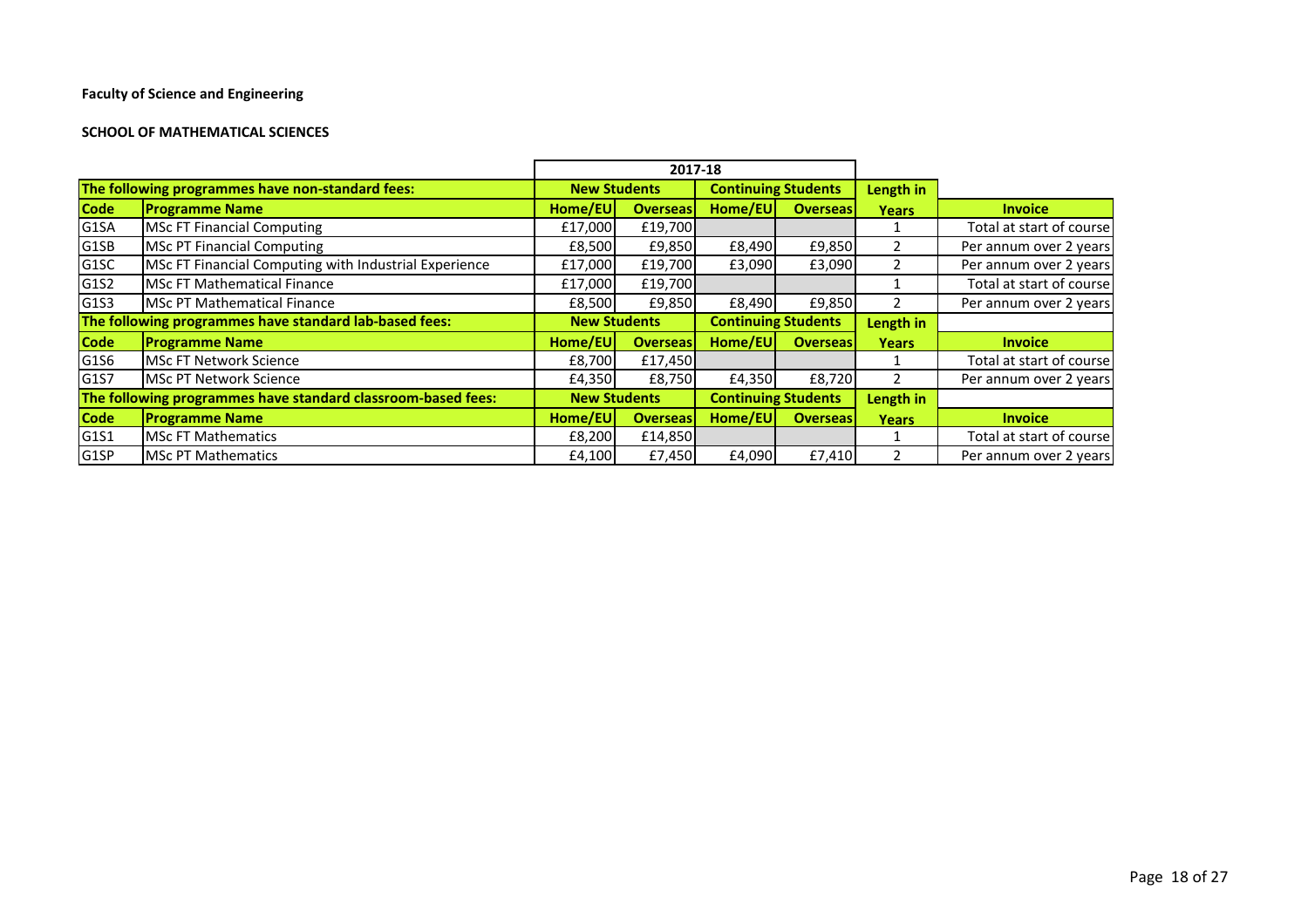**Faculty of Science and Engineering**

**SCHOOL OF MATHEMATICAL SCIENCES**

| | | 2017-18 | | | | | |
|---|---|---|---|---|---|---|---|
| **The following programmes have non-standard fees:** | | **New Students** | | **Continuing Students** | | **Length in** | |
| **Code** | **Programme Name** | **Home/EU** | **Overseas** | **Home/EU** | **Overseas** | **Years** | **Invoice** |
| G1SA | MSc FT Financial Computing | £17,000 | £19,700 | | | 1 | Total at start of course |
| G1SB | MSc PT Financial Computing | £8,500 | £9,850 | £8,490 | £9,850 | 2 | Per annum over 2 years |
| G1SC | MSc FT Financial Computing with Industrial Experience | £17,000 | £19,700 | £3,090 | £3,090 | 2 | Per annum over 2 years |
| G1S2 | MSc FT Mathematical Finance | £17,000 | £19,700 | | | 1 | Total at start of course |
| G1S3 | MSc PT Mathematical Finance | £8,500 | £9,850 | £8,490 | £9,850 | 2 | Per annum over 2 years |
| **The following programmes have standard lab-based fees:** | | **New Students** | | **Continuing Students** | | **Length in** | |
| **Code** | **Programme Name** | **Home/EU** | **Overseas** | **Home/EU** | **Overseas** | **Years** | **Invoice** |
| G1S6 | MSc FT Network Science | £8,700 | £17,450 | | | 1 | Total at start of course |
| G1S7 | MSc PT Network Science | £4,350 | £8,750 | £4,350 | £8,720 | 2 | Per annum over 2 years |
| **The following programmes have standard classroom-based fees:** | | **New Students** | | **Continuing Students** | | **Length in** | |
| **Code** | **Programme Name** | **Home/EU** | **Overseas** | **Home/EU** | **Overseas** | **Years** | **Invoice** |
| G1S1 | MSc FT Mathematics | £8,200 | £14,850 | | | 1 | Total at start of course |
| G1SP | MSc PT Mathematics | £4,100 | £7,450 | £4,090 | £7,410 | 2 | Per annum over 2 years |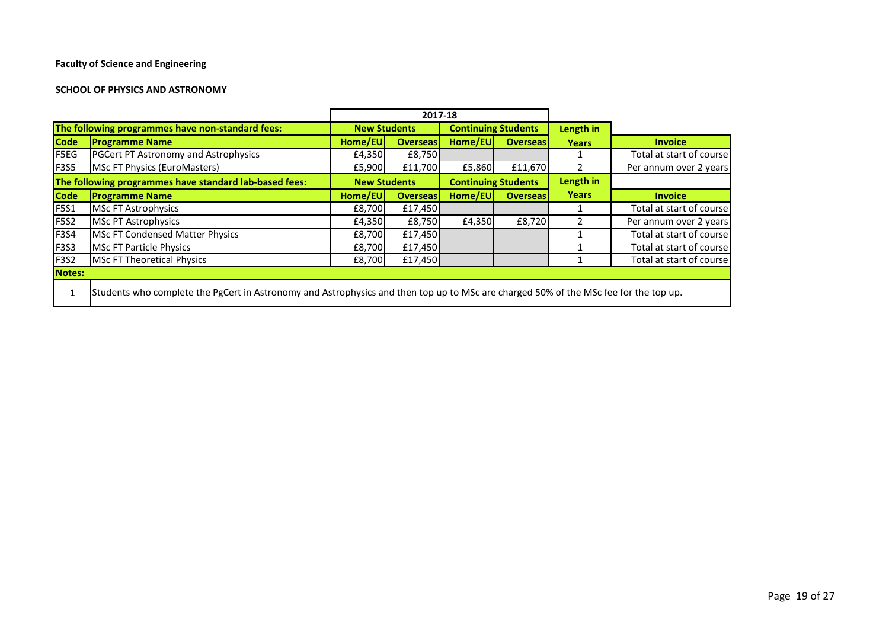**Faculty of Science and Engineering**

**SCHOOL OF PHYSICS AND ASTRONOMY**

| | | 2017-18 | | | | | |
|---|---|---|---|---|---|---|---|
| **The following programmes have non-standard fees:** | | **New Students** | | **Continuing Students** | | **Length in** | |
| **Code** | **Programme Name** | **Home/EU** | **Overseas** | **Home/EU** | **Overseas** | **Years** | **Invoice** |
| F5EG | PGCert PT Astronomy and Astrophysics | £4,350 | £8,750 | | | 1 | Total at start of course |
| F3S5 | MSc FT Physics (EuroMasters) | £5,900 | £11,700 | £5,860 | £11,670 | 2 | Per annum over 2 years |
| **The following programmes have standard lab-based fees:** | | **New Students** | | **Continuing Students** | | **Length in** | |
| **Code** | **Programme Name** | **Home/EU** | **Overseas** | **Home/EU** | **Overseas** | **Years** | **Invoice** |
| F5S1 | MSc FT Astrophysics | £8,700 | £17,450 | | | 1 | Total at start of course |
| F5S2 | MSc PT Astrophysics | £4,350 | £8,750 | £4,350 | £8,720 | 2 | Per annum over 2 years |
| F3S4 | MSc FT Condensed Matter Physics | £8,700 | £17,450 | | | 1 | Total at start of course |
| F3S3 | MSc FT Particle Physics | £8,700 | £17,450 | | | 1 | Total at start of course |
| F3S2 | MSc FT Theoretical Physics | £8,700 | £17,450 | | | 1 | Total at start of course |

**Notes:**

1. Students who complete the PgCert in Astronomy and Astrophysics and then top up to MSc are charged 50% of the MSc fee for the top up.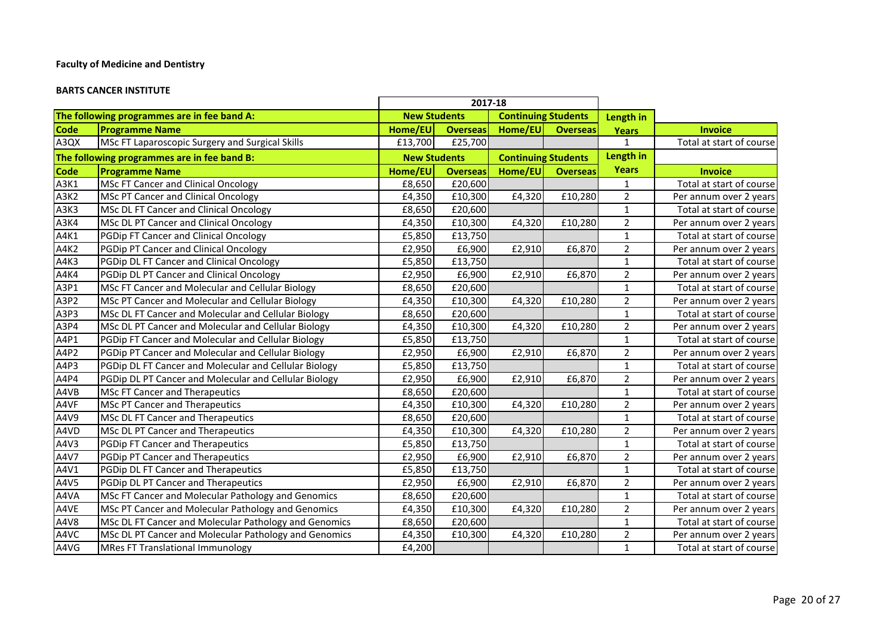**Faculty of Medicine and Dentistry**

**BARTS CANCER INSTITUTE**

| | | 2017-18 | | | | | |
|---|---|---|---|---|---|---|---|
| **The following programmes are in fee band A:** | | **New Students** | | **Continuing Students** | | **Length in Years** | |
| **Code** | **Programme Name** | **Home/EU** | **Overseas** | **Home/EU** | **Overseas** | | **Invoice** |
| A3QX | MSc FT Laparoscopic Surgery and Surgical Skills | £13,700 | £25,700 | | | 1 | Total at start of course |
| **The following programmes are in fee band B:** | | **New Students** | | **Continuing Students** | | **Length in Years** | |
| **Code** | **Programme Name** | **Home/EU** | **Overseas** | **Home/EU** | **Overseas** | | **Invoice** |
| A3K1 | MSc FT Cancer and Clinical Oncology | £8,650 | £20,600 | | | 1 | Total at start of course |
| A3K2 | MSc PT Cancer and Clinical Oncology | £4,350 | £10,300 | £4,320 | £10,280 | 2 | Per annum over 2 years |
| A3K3 | MSc DL FT Cancer and Clinical Oncology | £8,650 | £20,600 | | | 1 | Total at start of course |
| A3K4 | MSc DL PT Cancer and Clinical Oncology | £4,350 | £10,300 | £4,320 | £10,280 | 2 | Per annum over 2 years |
| A4K1 | PGDip FT Cancer and Clinical Oncology | £5,850 | £13,750 | | | 1 | Total at start of course |
| A4K2 | PGDip PT Cancer and Clinical Oncology | £2,950 | £6,900 | £2,910 | £6,870 | 2 | Per annum over 2 years |
| A4K3 | PGDip DL FT Cancer and Clinical Oncology | £5,850 | £13,750 | | | 1 | Total at start of course |
| A4K4 | PGDip DL PT Cancer and Clinical Oncology | £2,950 | £6,900 | £2,910 | £6,870 | 2 | Per annum over 2 years |
| A3P1 | MSc FT Cancer and Molecular and Cellular Biology | £8,650 | £20,600 | | | 1 | Total at start of course |
| A3P2 | MSc PT Cancer and Molecular and Cellular Biology | £4,350 | £10,300 | £4,320 | £10,280 | 2 | Per annum over 2 years |
| A3P3 | MSc DL FT Cancer and Molecular and Cellular Biology | £8,650 | £20,600 | | | 1 | Total at start of course |
| A3P4 | MSc DL PT Cancer and Molecular and Cellular Biology | £4,350 | £10,300 | £4,320 | £10,280 | 2 | Per annum over 2 years |
| A4P1 | PGDip FT Cancer and Molecular and Cellular Biology | £5,850 | £13,750 | | | 1 | Total at start of course |
| A4P2 | PGDip PT Cancer and Molecular and Cellular Biology | £2,950 | £6,900 | £2,910 | £6,870 | 2 | Per annum over 2 years |
| A4P3 | PGDip DL FT Cancer and Molecular and Cellular Biology | £5,850 | £13,750 | | | 1 | Total at start of course |
| A4P4 | PGDip DL PT Cancer and Molecular and Cellular Biology | £2,950 | £6,900 | £2,910 | £6,870 | 2 | Per annum over 2 years |
| A4VB | MSc FT Cancer and Therapeutics | £8,650 | £20,600 | | | 1 | Total at start of course |
| A4VF | MSc PT Cancer and Therapeutics | £4,350 | £10,300 | £4,320 | £10,280 | 2 | Per annum over 2 years |
| A4V9 | MSc DL FT Cancer and Therapeutics | £8,650 | £20,600 | | | 1 | Total at start of course |
| A4VD | MSc DL PT Cancer and Therapeutics | £4,350 | £10,300 | £4,320 | £10,280 | 2 | Per annum over 2 years |
| A4V3 | PGDip FT Cancer and Therapeutics | £5,850 | £13,750 | | | 1 | Total at start of course |
| A4V7 | PGDip PT Cancer and Therapeutics | £2,950 | £6,900 | £2,910 | £6,870 | 2 | Per annum over 2 years |
| A4V1 | PGDip DL FT Cancer and Therapeutics | £5,850 | £13,750 | | | 1 | Total at start of course |
| A4V5 | PGDip DL PT Cancer and Therapeutics | £2,950 | £6,900 | £2,910 | £6,870 | 2 | Per annum over 2 years |
| A4VA | MSc FT Cancer and Molecular Pathology and Genomics | £8,650 | £20,600 | | | 1 | Total at start of course |
| A4VE | MSc PT Cancer and Molecular Pathology and Genomics | £4,350 | £10,300 | £4,320 | £10,280 | 2 | Per annum over 2 years |
| A4V8 | MSc DL FT Cancer and Molecular Pathology and Genomics | £8,650 | £20,600 | | | 1 | Total at start of course |
| A4VC | MSc DL PT Cancer and Molecular Pathology and Genomics | £4,350 | £10,300 | £4,320 | £10,280 | 2 | Per annum over 2 years |
| A4VG | MRes FT Translational Immunology | £4,200 | | | | 1 | Total at start of course |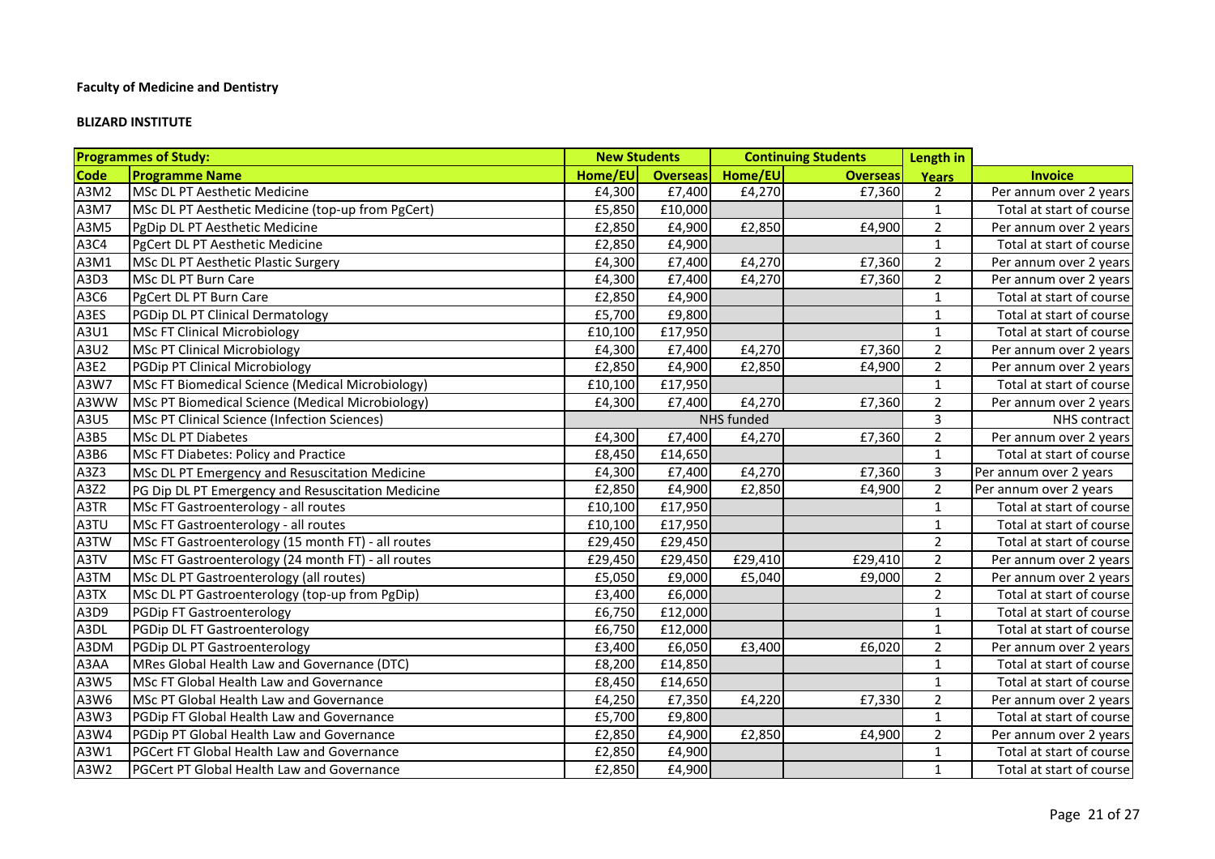**Faculty of Medicine and Dentistry**

**BLIZARD INSTITUTE**

| Programmes of Study: | | New Students | | Continuing Students | | Length in | |
|---|---|---|---|---|---|---|---|
| Code | Programme Name | Home/EU | Overseas | Home/EU | Overseas | Years | Invoice |
| A3M2 | MSc DL PT Aesthetic Medicine | £4,300 | £7,400 | £4,270 | £7,360 | 2 | Per annum over 2 years |
| A3M7 | MSc DL PT Aesthetic Medicine (top-up from PgCert) | £5,850 | £10,000 | | | 1 | Total at start of course |
| A3M5 | PgDip DL PT Aesthetic Medicine | £2,850 | £4,900 | £2,850 | £4,900 | 2 | Per annum over 2 years |
| A3C4 | PgCert DL PT Aesthetic Medicine | £2,850 | £4,900 | | | 1 | Total at start of course |
| A3M1 | MSc DL PT Aesthetic Plastic Surgery | £4,300 | £7,400 | £4,270 | £7,360 | 2 | Per annum over 2 years |
| A3D3 | MSc DL PT Burn Care | £4,300 | £7,400 | £4,270 | £7,360 | 2 | Per annum over 2 years |
| A3C6 | PgCert DL PT Burn Care | £2,850 | £4,900 | | | 1 | Total at start of course |
| A3ES | PGDip DL PT Clinical Dermatology | £5,700 | £9,800 | | | 1 | Total at start of course |
| A3U1 | MSc FT Clinical Microbiology | £10,100 | £17,950 | | | 1 | Total at start of course |
| A3U2 | MSc PT Clinical Microbiology | £4,300 | £7,400 | £4,270 | £7,360 | 2 | Per annum over 2 years |
| A3E2 | PGDip PT Clinical Microbiology | £2,850 | £4,900 | £2,850 | £4,900 | 2 | Per annum over 2 years |
| A3W7 | MSc FT Biomedical Science (Medical Microbiology) | £10,100 | £17,950 | | | 1 | Total at start of course |
| A3WW | MSc PT Biomedical Science (Medical Microbiology) | £4,300 | £7,400 | £4,270 | £7,360 | 2 | Per annum over 2 years |
| A3U5 | MSc PT Clinical Science (Infection Sciences) | NHS funded | | | | 3 | NHS contract |
| A3B5 | MSc DL PT Diabetes | £4,300 | £7,400 | £4,270 | £7,360 | 2 | Per annum over 2 years |
| A3B6 | MSc FT Diabetes: Policy and Practice | £8,450 | £14,650 | | | 1 | Total at start of course |
| A3Z3 | MSc DL PT Emergency and Resuscitation Medicine | £4,300 | £7,400 | £4,270 | £7,360 | 3 | Per annum over 2 years |
| A3Z2 | PG Dip DL PT Emergency and Resuscitation Medicine | £2,850 | £4,900 | £2,850 | £4,900 | 2 | Per annum over 2 years |
| A3TR | MSc FT Gastroenterology - all routes | £10,100 | £17,950 | | | 1 | Total at start of course |
| A3TU | MSc FT Gastroenterology - all routes | £10,100 | £17,950 | | | 1 | Total at start of course |
| A3TW | MSc FT Gastroenterology (15 month FT) - all routes | £29,450 | £29,450 | | | 2 | Total at start of course |
| A3TV | MSc FT Gastroenterology (24 month FT) - all routes | £29,450 | £29,450 | £29,410 | £29,410 | 2 | Per annum over 2 years |
| A3TM | MSc DL PT Gastroenterology (all routes) | £5,050 | £9,000 | £5,040 | £9,000 | 2 | Per annum over 2 years |
| A3TX | MSc DL PT Gastroenterology (top-up from PgDip) | £3,400 | £6,000 | | | 2 | Total at start of course |
| A3D9 | PGDip FT Gastroenterology | £6,750 | £12,000 | | | 1 | Total at start of course |
| A3DL | PGDip DL FT Gastroenterology | £6,750 | £12,000 | | | 1 | Total at start of course |
| A3DM | PGDip DL PT Gastroenterology | £3,400 | £6,050 | £3,400 | £6,020 | 2 | Per annum over 2 years |
| A3AA | MRes Global Health Law and Governance (DTC) | £8,200 | £14,850 | | | 1 | Total at start of course |
| A3W5 | MSc FT Global Health Law and Governance | £8,450 | £14,650 | | | 1 | Total at start of course |
| A3W6 | MSc PT Global Health Law and Governance | £4,250 | £7,350 | £4,220 | £7,330 | 2 | Per annum over 2 years |
| A3W3 | PGDip FT Global Health Law and Governance | £5,700 | £9,800 | | | 1 | Total at start of course |
| A3W4 | PGDip PT Global Health Law and Governance | £2,850 | £4,900 | £2,850 | £4,900 | 2 | Per annum over 2 years |
| A3W1 | PGCert FT Global Health Law and Governance | £2,850 | £4,900 | | | 1 | Total at start of course |
| A3W2 | PGCert PT Global Health Law and Governance | £2,850 | £4,900 | | | 1 | Total at start of course |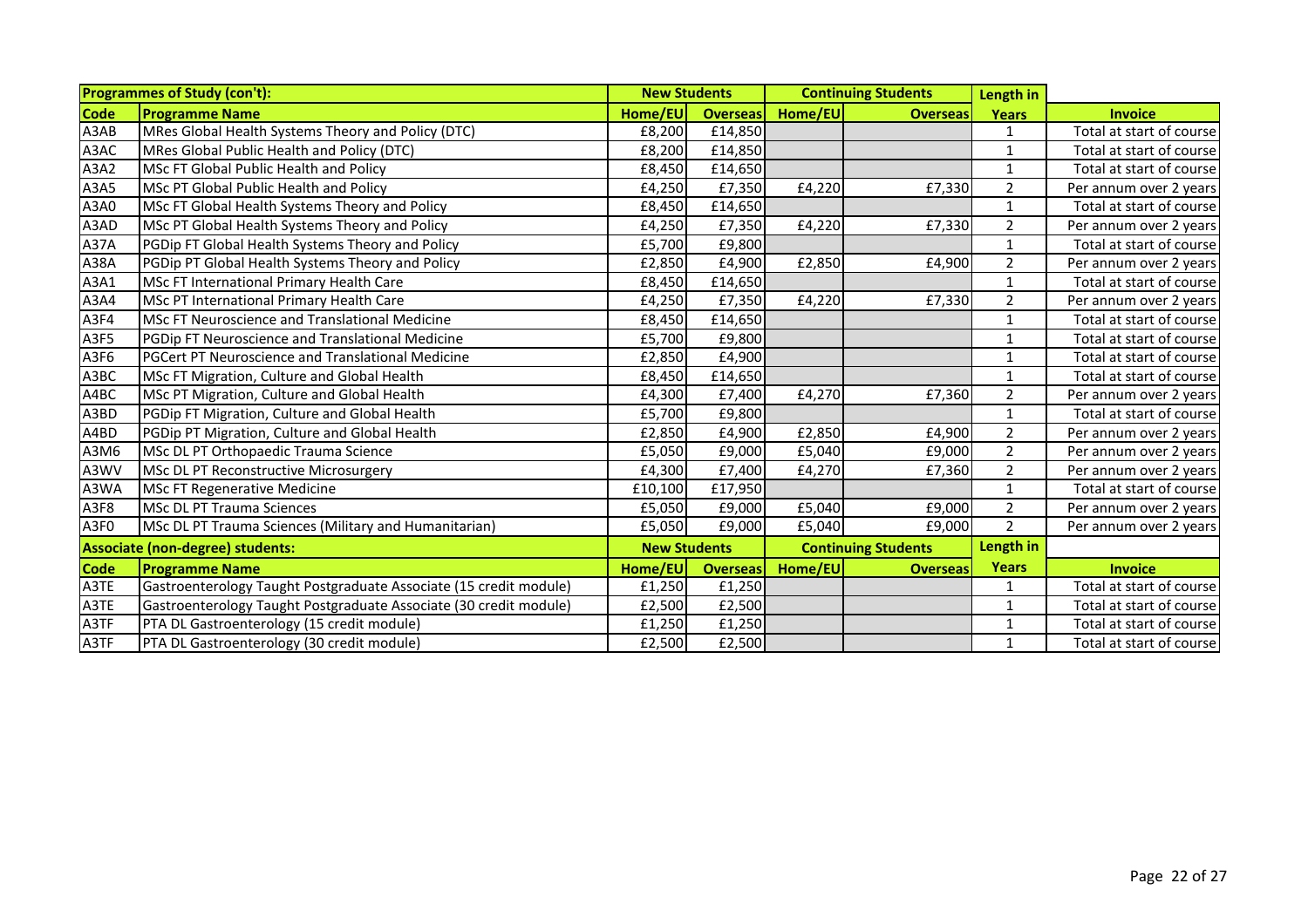| Programmes of Study (con't): | | New Students | | Continuing Students | | Length in | |
|---|---|---|---|---|---|---|---|
| **Code** | **Programme Name** | **Home/EU** | **Overseas** | **Home/EU** | **Overseas** | **Years** | **Invoice** |
| A3AB | MRes Global Health Systems Theory and Policy (DTC) | £8,200 | £14,850 | | | 1 | Total at start of course |
| A3AC | MRes Global Public Health and Policy (DTC) | £8,200 | £14,850 | | | 1 | Total at start of course |
| A3A2 | MSc FT Global Public Health and Policy | £8,450 | £14,650 | | | 1 | Total at start of course |
| A3A5 | MSc PT Global Public Health and Policy | £4,250 | £7,350 | £4,220 | £7,330 | 2 | Per annum over 2 years |
| A3A0 | MSc FT Global Health Systems Theory and Policy | £8,450 | £14,650 | | | 1 | Total at start of course |
| A3AD | MSc PT Global Health Systems Theory and Policy | £4,250 | £7,350 | £4,220 | £7,330 | 2 | Per annum over 2 years |
| A37A | PGDip FT Global Health Systems Theory and Policy | £5,700 | £9,800 | | | 1 | Total at start of course |
| A38A | PGDip PT Global Health Systems Theory and Policy | £2,850 | £4,900 | £2,850 | £4,900 | 2 | Per annum over 2 years |
| A3A1 | MSc FT International Primary Health Care | £8,450 | £14,650 | | | 1 | Total at start of course |
| A3A4 | MSc PT International Primary Health Care | £4,250 | £7,350 | £4,220 | £7,330 | 2 | Per annum over 2 years |
| A3F4 | MSc FT Neuroscience and Translational Medicine | £8,450 | £14,650 | | | 1 | Total at start of course |
| A3F5 | PGDip FT Neuroscience and Translational Medicine | £5,700 | £9,800 | | | 1 | Total at start of course |
| A3F6 | PGCert PT Neuroscience and Translational Medicine | £2,850 | £4,900 | | | 1 | Total at start of course |
| A3BC | MSc FT Migration, Culture and Global Health | £8,450 | £14,650 | | | 1 | Total at start of course |
| A4BC | MSc PT Migration, Culture and Global Health | £4,300 | £7,400 | £4,270 | £7,360 | 2 | Per annum over 2 years |
| A3BD | PGDip FT Migration, Culture and Global Health | £5,700 | £9,800 | | | 1 | Total at start of course |
| A4BD | PGDip PT Migration, Culture and Global Health | £2,850 | £4,900 | £2,850 | £4,900 | 2 | Per annum over 2 years |
| A3M6 | MSc DL PT Orthopaedic Trauma Science | £5,050 | £9,000 | £5,040 | £9,000 | 2 | Per annum over 2 years |
| A3WV | MSc DL PT Reconstructive Microsurgery | £4,300 | £7,400 | £4,270 | £7,360 | 2 | Per annum over 2 years |
| A3WA | MSc FT Regenerative Medicine | £10,100 | £17,950 | | | 1 | Total at start of course |
| A3F8 | MSc DL PT Trauma Sciences | £5,050 | £9,000 | £5,040 | £9,000 | 2 | Per annum over 2 years |
| A3F0 | MSc DL PT Trauma Sciences (Military and Humanitarian) | £5,050 | £9,000 | £5,040 | £9,000 | 2 | Per annum over 2 years |
| **Associate (non-degree) students:** | | **New Students** | | **Continuing Students** | | **Length in** | |
| **Code** | **Programme Name** | **Home/EU** | **Overseas** | **Home/EU** | **Overseas** | **Years** | **Invoice** |
| A3TE | Gastroenterology Taught Postgraduate Associate (15 credit module) | £1,250 | £1,250 | | | 1 | Total at start of course |
| A3TE | Gastroenterology Taught Postgraduate Associate (30 credit module) | £2,500 | £2,500 | | | 1 | Total at start of course |
| A3TF | PTA DL Gastroenterology (15 credit module) | £1,250 | £1,250 | | | 1 | Total at start of course |
| A3TF | PTA DL Gastroenterology (30 credit module) | £2,500 | £2,500 | | | 1 | Total at start of course |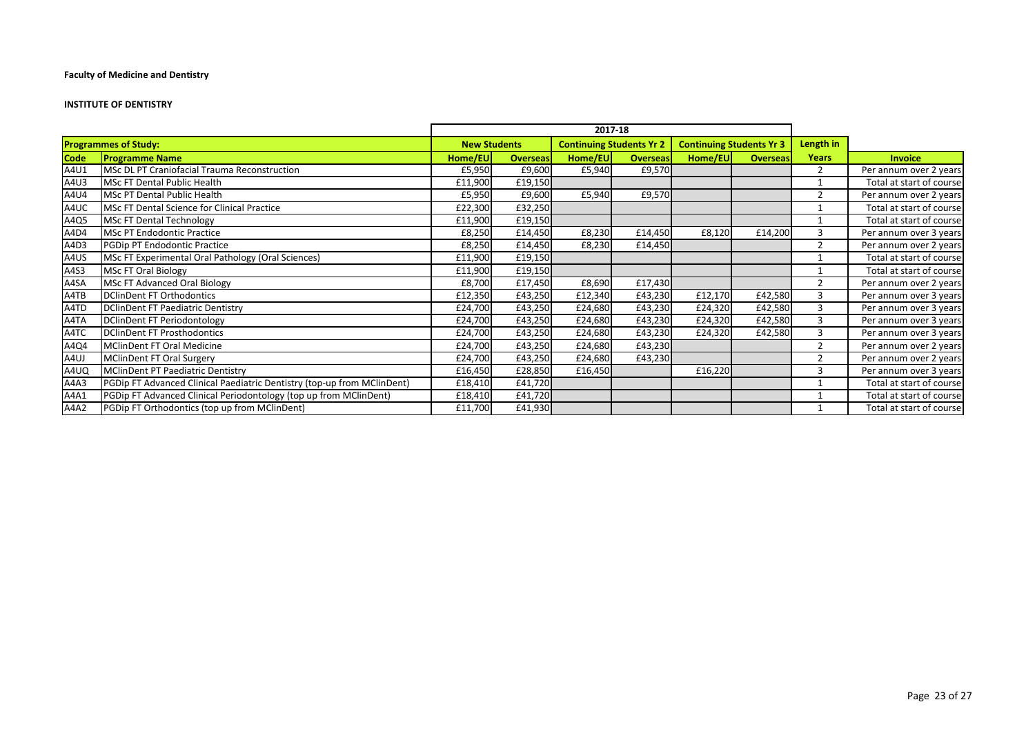**Faculty of Medicine and Dentistry**

**INSTITUTE OF DENTISTRY**

| | | 2017-18 | | | | | | | |
|---|---|---|---|---|---|---|---|---|---|
| **Programmes of Study:** | | **New Students** | | **Continuing Students Yr 2** | | **Continuing Students Yr 3** | | **Length in** | |
| **Code** | **Programme Name** | **Home/EU** | **Overseas** | **Home/EU** | **Overseas** | **Home/EU** | **Overseas** | **Years** | **Invoice** |
| A4U1 | MSc DL PT Craniofacial Trauma Reconstruction | £5,950 | £9,600 | £5,940 | £9,570 | | | 2 | Per annum over 2 years |
| A4U3 | MSc FT Dental Public Health | £11,900 | £19,150 | | | | | 1 | Total at start of course |
| A4U4 | MSc PT Dental Public Health | £5,950 | £9,600 | £5,940 | £9,570 | | | 2 | Per annum over 2 years |
| A4UC | MSc FT Dental Science for Clinical Practice | £22,300 | £32,250 | | | | | 1 | Total at start of course |
| A4Q5 | MSc FT Dental Technology | £11,900 | £19,150 | | | | | 1 | Total at start of course |
| A4D4 | MSc PT Endodontic Practice | £8,250 | £14,450 | £8,230 | £14,450 | £8,120 | £14,200 | 3 | Per annum over 3 years |
| A4D3 | PGDip PT Endodontic Practice | £8,250 | £14,450 | £8,230 | £14,450 | | | 2 | Per annum over 2 years |
| A4US | MSc FT Experimental Oral Pathology (Oral Sciences) | £11,900 | £19,150 | | | | | 1 | Total at start of course |
| A4S3 | MSc FT Oral Biology | £11,900 | £19,150 | | | | | 1 | Total at start of course |
| A4SA | MSc FT Advanced Oral Biology | £8,700 | £17,450 | £8,690 | £17,430 | | | 2 | Per annum over 2 years |
| A4TB | DClinDent FT Orthodontics | £12,350 | £43,250 | £12,340 | £43,230 | £12,170 | £42,580 | 3 | Per annum over 3 years |
| A4TD | DClinDent FT Paediatric Dentistry | £24,700 | £43,250 | £24,680 | £43,230 | £24,320 | £42,580 | 3 | Per annum over 3 years |
| A4TA | DClinDent FT Periodontology | £24,700 | £43,250 | £24,680 | £43,230 | £24,320 | £42,580 | 3 | Per annum over 3 years |
| A4TC | DClinDent FT Prosthodontics | £24,700 | £43,250 | £24,680 | £43,230 | £24,320 | £42,580 | 3 | Per annum over 3 years |
| A4Q4 | MClinDent FT Oral Medicine | £24,700 | £43,250 | £24,680 | £43,230 | | | 2 | Per annum over 2 years |
| A4UJ | MClinDent FT Oral Surgery | £24,700 | £43,250 | £24,680 | £43,230 | | | 2 | Per annum over 2 years |
| A4UQ | MClinDent PT Paediatric Dentistry | £16,450 | £28,850 | £16,450 | | £16,220 | | 3 | Per annum over 3 years |
| A4A3 | PGDip FT Advanced Clinical Paediatric Dentistry (top-up from MClinDent) | £18,410 | £41,720 | | | | | 1 | Total at start of course |
| A4A1 | PGDip FT Advanced Clinical Periodontology (top up from MClinDent) | £18,410 | £41,720 | | | | | 1 | Total at start of course |
| A4A2 | PGDip FT Orthodontics (top up from MClinDent) | £11,700 | £41,930 | | | | | 1 | Total at start of course |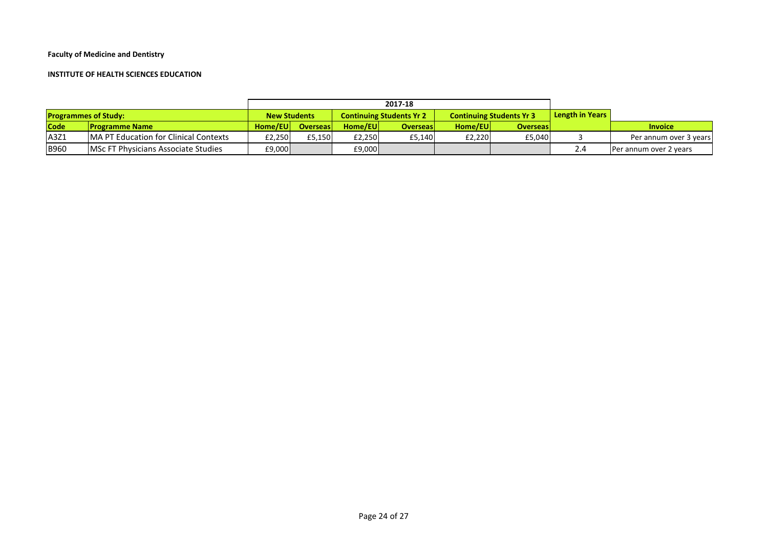**Faculty of Medicine and Dentistry**

**INSTITUTE OF HEALTH SCIENCES EDUCATION**

| Programmes of Study: | | 2017-18 | | | | | | Length in Years | Invoice |
|---|---|---|---|---|---|---|---|---|---|
| | | New Students | | Continuing Students Yr 2 | | Continuing Students Yr 3 | | | |
| Code | Programme Name | Home/EU | Overseas | Home/EU | Overseas | Home/EU | Overseas | | |
| A3Z1 | MA PT Education for Clinical Contexts | £2,250 | £5,150 | £2,250 | £5,140 | £2,220 | £5,040 | 3 | Per annum over 3 years |
| B960 | MSc FT Physicians Associate Studies | £9,000 | | £9,000 | | | | 2.4 | Per annum over 2 years |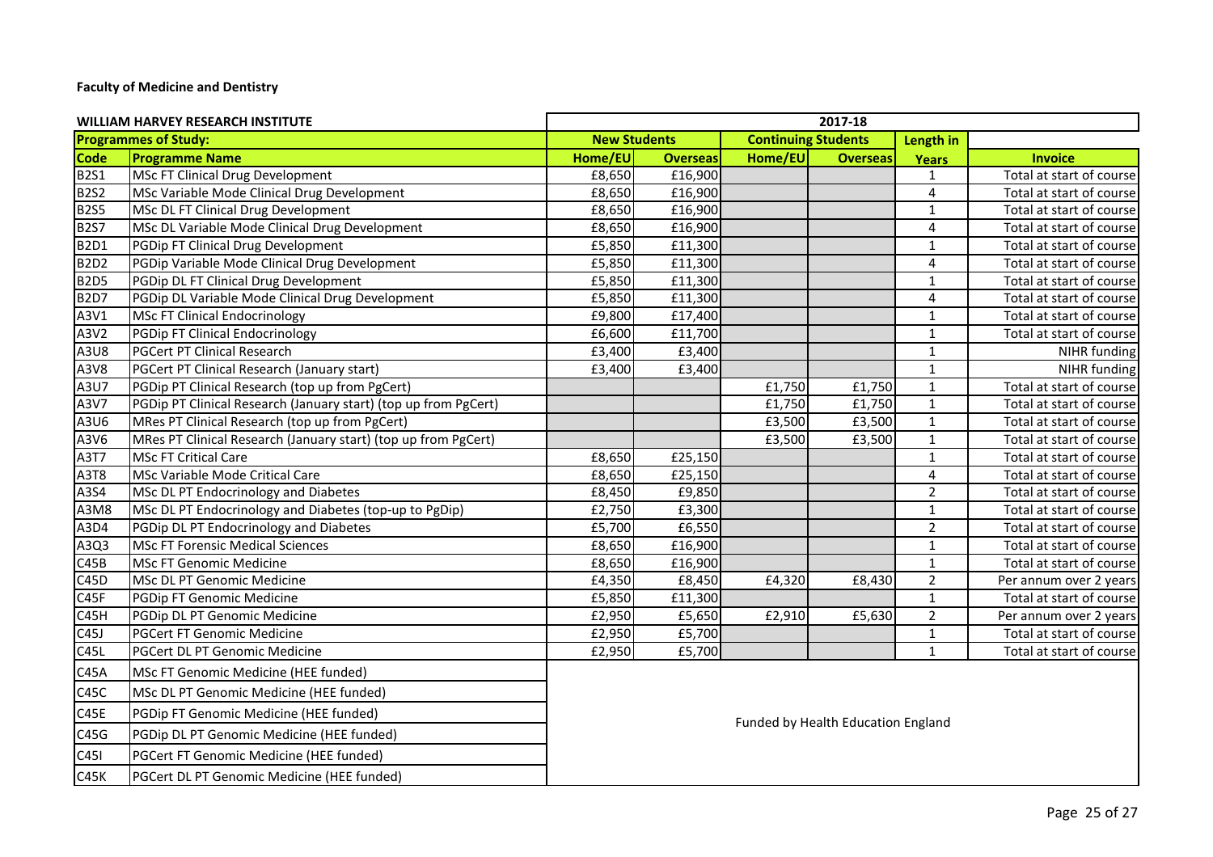**Faculty of Medicine and Dentistry**

| WILLIAM HARVEY RESEARCH INSTITUTE | | 2017-18 | | | | | |
|---|---|---|---|---|---|---|---|
| **Programmes of Study:** | | **New Students** | | **Continuing Students** | | **Length in** | |
| **Code** | **Programme Name** | **Home/EU** | **Overseas** | **Home/EU** | **Overseas** | **Years** | **Invoice** |
| B2S1 | MSc FT Clinical Drug Development | £8,650 | £16,900 | | | 1 | Total at start of course |
| B2S2 | MSc Variable Mode Clinical Drug Development | £8,650 | £16,900 | | | 4 | Total at start of course |
| B2S5 | MSc DL FT Clinical Drug Development | £8,650 | £16,900 | | | 1 | Total at start of course |
| B2S7 | MSc DL Variable Mode Clinical Drug Development | £8,650 | £16,900 | | | 4 | Total at start of course |
| B2D1 | PGDip FT Clinical Drug Development | £5,850 | £11,300 | | | 1 | Total at start of course |
| B2D2 | PGDip Variable Mode Clinical Drug Development | £5,850 | £11,300 | | | 4 | Total at start of course |
| B2D5 | PGDip DL FT Clinical Drug Development | £5,850 | £11,300 | | | 1 | Total at start of course |
| B2D7 | PGDip DL Variable Mode Clinical Drug Development | £5,850 | £11,300 | | | 4 | Total at start of course |
| A3V1 | MSc FT Clinical Endocrinology | £9,800 | £17,400 | | | 1 | Total at start of course |
| A3V2 | PGDip FT Clinical Endocrinology | £6,600 | £11,700 | | | 1 | Total at start of course |
| A3U8 | PGCert PT Clinical Research | £3,400 | £3,400 | | | 1 | NIHR funding |
| A3V8 | PGCert PT Clinical Research (January start) | £3,400 | £3,400 | | | 1 | NIHR funding |
| A3U7 | PGDip PT Clinical Research (top up from PgCert) | | | £1,750 | £1,750 | 1 | Total at start of course |
| A3V7 | PGDip PT Clinical Research (January start) (top up from PgCert) | | | £1,750 | £1,750 | 1 | Total at start of course |
| A3U6 | MRes PT Clinical Research (top up from PgCert) | | | £3,500 | £3,500 | 1 | Total at start of course |
| A3V6 | MRes PT Clinical Research (January start) (top up from PgCert) | | | £3,500 | £3,500 | 1 | Total at start of course |
| A3T7 | MSc FT Critical Care | £8,650 | £25,150 | | | 1 | Total at start of course |
| A3T8 | MSc Variable Mode Critical Care | £8,650 | £25,150 | | | 4 | Total at start of course |
| A3S4 | MSc DL PT Endocrinology and Diabetes | £8,450 | £9,850 | | | 2 | Total at start of course |
| A3M8 | MSc DL PT Endocrinology and Diabetes (top-up to PgDip) | £2,750 | £3,300 | | | 1 | Total at start of course |
| A3D4 | PGDip DL PT Endocrinology and Diabetes | £5,700 | £6,550 | | | 2 | Total at start of course |
| A3Q3 | MSc FT Forensic Medical Sciences | £8,650 | £16,900 | | | 1 | Total at start of course |
| C45B | MSc FT Genomic Medicine | £8,650 | £16,900 | | | 1 | Total at start of course |
| C45D | MSc DL PT Genomic Medicine | £4,350 | £8,450 | £4,320 | £8,430 | 2 | Per annum over 2 years |
| C45F | PGDip FT Genomic Medicine | £5,850 | £11,300 | | | 1 | Total at start of course |
| C45H | PGDip DL PT Genomic Medicine | £2,950 | £5,650 | £2,910 | £5,630 | 2 | Per annum over 2 years |
| C45J | PGCert FT Genomic Medicine | £2,950 | £5,700 | | | 1 | Total at start of course |
| C45L | PGCert DL PT Genomic Medicine | £2,950 | £5,700 | | | 1 | Total at start of course |
| C45A | MSc FT Genomic Medicine (HEE funded) | Funded by Health Education England | | | | | |
| C45C | MSc DL PT Genomic Medicine (HEE funded) | Funded by Health Education England | | | | | |
| C45E | PGDip FT Genomic Medicine (HEE funded) | Funded by Health Education England | | | | | |
| C45G | PGDip DL PT Genomic Medicine (HEE funded) | Funded by Health Education England | | | | | |
| C45I | PGCert FT Genomic Medicine (HEE funded) | Funded by Health Education England | | | | | |
| C45K | PGCert DL PT Genomic Medicine (HEE funded) | Funded by Health Education England | | | | | |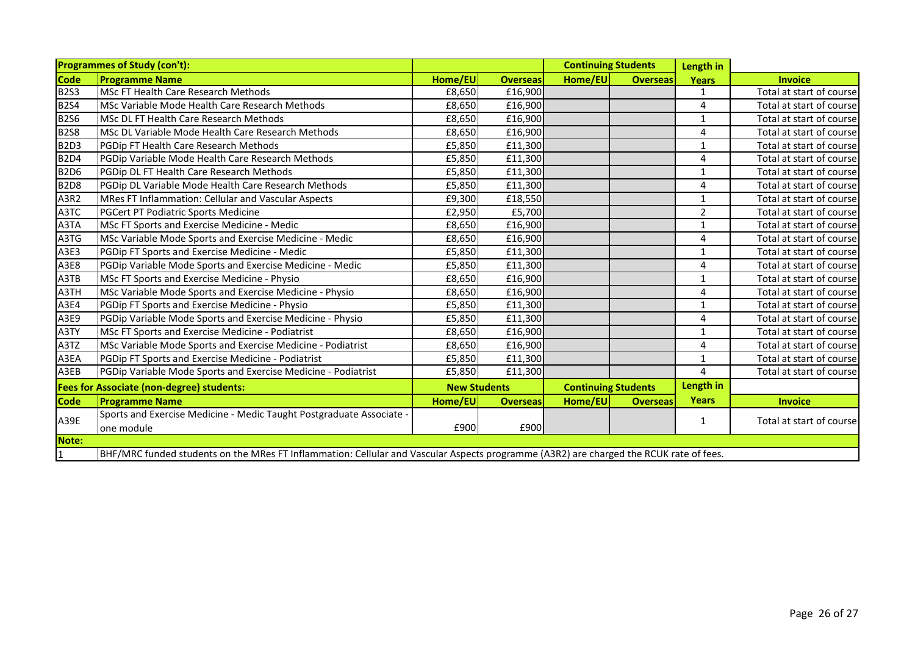| **Programmes of Study (con't):** | | | | **Continuing Students** | | **Length in** | |
|---|---|---|---|---|---|---|---|
| **Code** | **Programme Name** | **Home/EU** | **Overseas** | **Home/EU** | **Overseas** | **Years** | **Invoice** |
| B2S3 | MSc FT Health Care Research Methods | £8,650 | £16,900 | | | 1 | Total at start of course |
| B2S4 | MSc Variable Mode Health Care Research Methods | £8,650 | £16,900 | | | 4 | Total at start of course |
| B2S6 | MSc DL FT Health Care Research Methods | £8,650 | £16,900 | | | 1 | Total at start of course |
| B2S8 | MSc DL Variable Mode Health Care Research Methods | £8,650 | £16,900 | | | 4 | Total at start of course |
| B2D3 | PGDip FT Health Care Research Methods | £5,850 | £11,300 | | | 1 | Total at start of course |
| B2D4 | PGDip Variable Mode Health Care Research Methods | £5,850 | £11,300 | | | 4 | Total at start of course |
| B2D6 | PGDip DL FT Health Care Research Methods | £5,850 | £11,300 | | | 1 | Total at start of course |
| B2D8 | PGDip DL Variable Mode Health Care Research Methods | £5,850 | £11,300 | | | 4 | Total at start of course |
| A3R2 | MRes FT Inflammation: Cellular and Vascular Aspects | £9,300 | £18,550 | | | 1 | Total at start of course |
| A3TC | PGCert PT Podiatric Sports Medicine | £2,950 | £5,700 | | | 2 | Total at start of course |
| A3TA | MSc FT Sports and Exercise Medicine - Medic | £8,650 | £16,900 | | | 1 | Total at start of course |
| A3TG | MSc Variable Mode Sports and Exercise Medicine - Medic | £8,650 | £16,900 | | | 4 | Total at start of course |
| A3E3 | PGDip FT Sports and Exercise Medicine - Medic | £5,850 | £11,300 | | | 1 | Total at start of course |
| A3E8 | PGDip Variable Mode Sports and Exercise Medicine - Medic | £5,850 | £11,300 | | | 4 | Total at start of course |
| A3TB | MSc FT Sports and Exercise Medicine - Physio | £8,650 | £16,900 | | | 1 | Total at start of course |
| A3TH | MSc Variable Mode Sports and Exercise Medicine - Physio | £8,650 | £16,900 | | | 4 | Total at start of course |
| A3E4 | PGDip FT Sports and Exercise Medicine - Physio | £5,850 | £11,300 | | | 1 | Total at start of course |
| A3E9 | PGDip Variable Mode Sports and Exercise Medicine - Physio | £5,850 | £11,300 | | | 4 | Total at start of course |
| A3TY | MSc FT Sports and Exercise Medicine - Podiatrist | £8,650 | £16,900 | | | 1 | Total at start of course |
| A3TZ | MSc Variable Mode Sports and Exercise Medicine - Podiatrist | £8,650 | £16,900 | | | 4 | Total at start of course |
| A3EA | PGDip FT Sports and Exercise Medicine - Podiatrist | £5,850 | £11,300 | | | 1 | Total at start of course |
| A3EB | PGDip Variable Mode Sports and Exercise Medicine - Podiatrist | £5,850 | £11,300 | | | 4 | Total at start of course |

| **Fees for Associate (non-degree) students:** | | **New Students** | | **Continuing Students** | | **Length in** | |
|---|---|---|---|---|---|---|---|
| **Code** | **Programme Name** | **Home/EU** | **Overseas** | **Home/EU** | **Overseas** | **Years** | **Invoice** |
| A39E | Sports and Exercise Medicine - Medic Taught Postgraduate Associate - one module | £900 | £900 | | | 1 | Total at start of course |

**Note:**

1 BHF/MRC funded students on the MRes FT Inflammation: Cellular and Vascular Aspects programme (A3R2) are charged the RCUK rate of fees.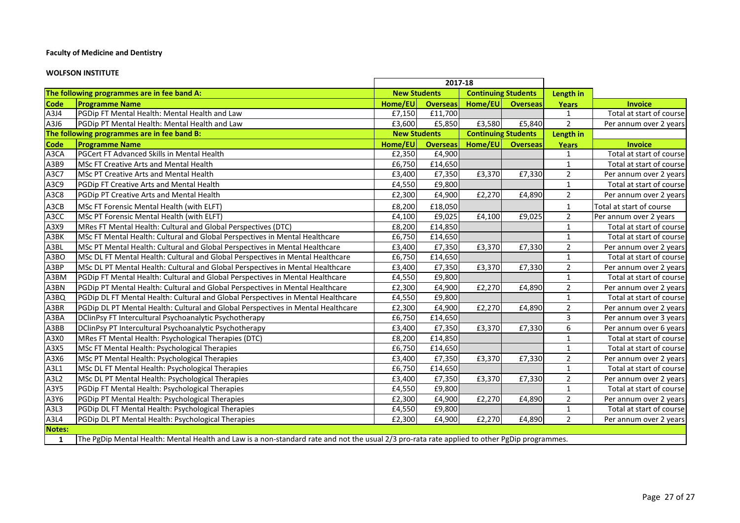**Faculty of Medicine and Dentistry**

**WOLFSON INSTITUTE**

| | | 2017-18 | | | | | |
|---|---|---|---|---|---|---|---|
| **The following programmes are in fee band A:** | | **New Students** | | **Continuing Students** | | **Length in** | |
| **Code** | **Programme Name** | **Home/EU** | **Overseas** | **Home/EU** | **Overseas** | **Years** | **Invoice** |
| A3J4 | PGDip FT Mental Health: Mental Health and Law | £7,150 | £11,700 | | | 1 | Total at start of course |
| A3J6 | PGDip PT Mental Health: Mental Health and Law | £3,600 | £5,850 | £3,580 | £5,840 | 2 | Per annum over 2 years |
| **The following programmes are in fee band B:** | | **New Students** | | **Continuing Students** | | **Length in** | |
| **Code** | **Programme Name** | **Home/EU** | **Overseas** | **Home/EU** | **Overseas** | **Years** | **Invoice** |
| A3CA | PGCert FT Advanced Skills in Mental Health | £2,350 | £4,900 | | | 1 | Total at start of course |
| A3B9 | MSc FT Creative Arts and Mental Health | £6,750 | £14,650 | | | 1 | Total at start of course |
| A3C7 | MSc PT Creative Arts and Mental Health | £3,400 | £7,350 | £3,370 | £7,330 | 2 | Per annum over 2 years |
| A3C9 | PGDip FT Creative Arts and Mental Health | £4,550 | £9,800 | | | 1 | Total at start of course |
| A3C8 | PGDip PT Creative Arts and Mental Health | £2,300 | £4,900 | £2,270 | £4,890 | 2 | Per annum over 2 years |
| A3CB | MSc FT Forensic Mental Health (with ELFT) | £8,200 | £18,050 | | | 1 | Total at start of course |
| A3CC | MSc PT Forensic Mental Health (with ELFT) | £4,100 | £9,025 | £4,100 | £9,025 | 2 | Per annum over 2 years |
| A3X9 | MRes FT Mental Health: Cultural and Global Perspectives (DTC) | £8,200 | £14,850 | | | 1 | Total at start of course |
| A3BK | MSc FT Mental Health: Cultural and Global Perspectives in Mental Healthcare | £6,750 | £14,650 | | | 1 | Total at start of course |
| A3BL | MSc PT Mental Health: Cultural and Global Perspectives in Mental Healthcare | £3,400 | £7,350 | £3,370 | £7,330 | 2 | Per annum over 2 years |
| A3BO | MSc DL FT Mental Health: Cultural and Global Perspectives in Mental Healthcare | £6,750 | £14,650 | | | 1 | Total at start of course |
| A3BP | MSc DL PT Mental Health: Cultural and Global Perspectives in Mental Healthcare | £3,400 | £7,350 | £3,370 | £7,330 | 2 | Per annum over 2 years |
| A3BM | PGDip FT Mental Health: Cultural and Global Perspectives in Mental Healthcare | £4,550 | £9,800 | | | 1 | Total at start of course |
| A3BN | PGDip PT Mental Health: Cultural and Global Perspectives in Mental Healthcare | £2,300 | £4,900 | £2,270 | £4,890 | 2 | Per annum over 2 years |
| A3BQ | PGDip DL FT Mental Health: Cultural and Global Perspectives in Mental Healthcare | £4,550 | £9,800 | | | 1 | Total at start of course |
| A3BR | PGDip DL PT Mental Health: Cultural and Global Perspectives in Mental Healthcare | £2,300 | £4,900 | £2,270 | £4,890 | 2 | Per annum over 2 years |
| A3BA | DClinPsy FT Intercultural Psychoanalytic Psychotherapy | £6,750 | £14,650 | | | 3 | Per annum over 3 years |
| A3BB | DClinPsy PT Intercultural Psychoanalytic Psychotherapy | £3,400 | £7,350 | £3,370 | £7,330 | 6 | Per annum over 6 years |
| A3X0 | MRes FT Mental Health: Psychological Therapies (DTC) | £8,200 | £14,850 | | | 1 | Total at start of course |
| A3X5 | MSc FT Mental Health: Psychological Therapies | £6,750 | £14,650 | | | 1 | Total at start of course |
| A3X6 | MSc PT Mental Health: Psychological Therapies | £3,400 | £7,350 | £3,370 | £7,330 | 2 | Per annum over 2 years |
| A3L1 | MSc DL FT Mental Health: Psychological Therapies | £6,750 | £14,650 | | | 1 | Total at start of course |
| A3L2 | MSc DL PT Mental Health: Psychological Therapies | £3,400 | £7,350 | £3,370 | £7,330 | 2 | Per annum over 2 years |
| A3Y5 | PGDip FT Mental Health: Psychological Therapies | £4,550 | £9,800 | | | 1 | Total at start of course |
| A3Y6 | PGDip PT Mental Health: Psychological Therapies | £2,300 | £4,900 | £2,270 | £4,890 | 2 | Per annum over 2 years |
| A3L3 | PGDip DL FT Mental Health: Psychological Therapies | £4,550 | £9,800 | | | 1 | Total at start of course |
| A3L4 | PGDip DL PT Mental Health: Psychological Therapies | £2,300 | £4,900 | £2,270 | £4,890 | 2 | Per annum over 2 years |
| **Notes:** | | | | | | | |
| 1 | The PgDip Mental Health: Mental Health and Law is a non-standard rate and not the usual 2/3 pro-rata rate applied to other PgDip programmes. | | | | | | |